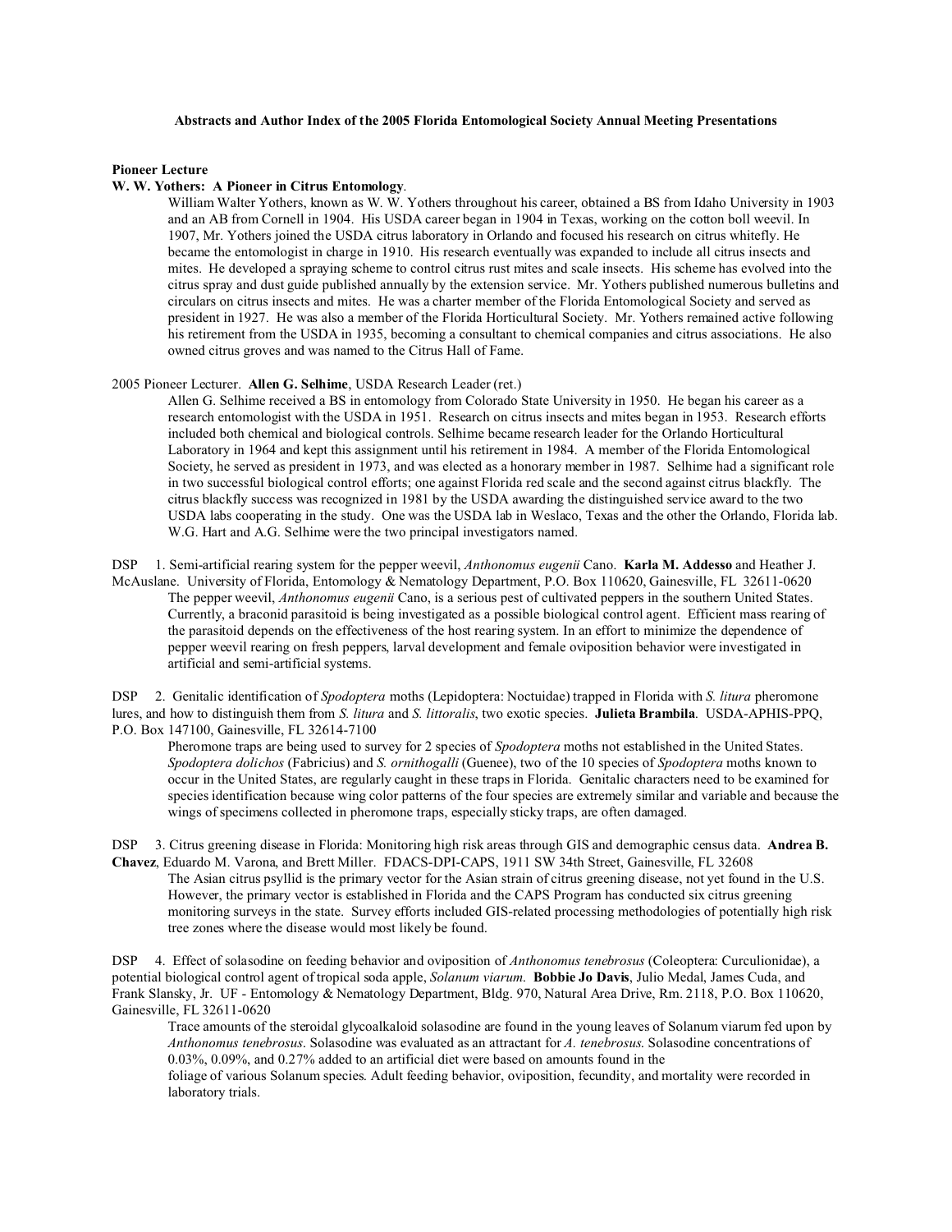# Abstracts and Author Index of the 2005 Florida Entomological Society Annual Meeting Presentations

## Pioneer Lecture

**W. W. Yothers: A Pioneer in Citrus Entomology**.

William Walter Yothers, known as W. W. Yothers throughout his career, obtained a BS from Idaho University in 1903 and an AB from Cornell in 1904. His USDA career began in 1904 in Texas, working on the cotton boll weevil. In 1907, Mr. Yothers joined the USDA citrus laboratory in Orlando and focused his research on citrus whitefly. He became the entomologist in charge in 1910. His research eventually was expanded to include all citrus insects and mites. He developed a spraying scheme to control citrus rust mites and scale insects. His scheme has evolved into the citrus spray and dust guide published annually by the extension service. Mr. Yothers published numerous bulletins and circulars on citrus insects and mites. He was a charter member of the Florida Entomological Society and served as president in 1927. He was also a member of the Florida Horticultural Society. Mr. Yothers remained active following his retirement from the USDA in 1935, becoming a consultant to chemical companies and citrus associations. He also owned citrus groves and was named to the Citrus Hall of Fame.

2005 Pioneer Lecturer. **Allen G. Selhime**, USDA Research Leader (ret.)

Allen G. Selhime received a BS in entomology from Colorado State University in 1950. He began his career as a research entomologist with the USDA in 1951. Research on citrus insects and mites began in 1953. Research efforts included both chemical and biological controls. Selhime became research leader for the Orlando Horticultural Laboratory in 1964 and kept this assignment until his retirement in 1984. A member of the Florida Entomological Society, he served as president in 1973, and was elected as a honorary member in 1987. Selhime had a significant role in two successful biological control efforts; one against Florida red scale and the second against citrus blackfly. The citrus blackfly success was recognized in 1981 by the USDA awarding the distinguished service award to the two USDA labs cooperating in the study. One was the USDA lab in Weslaco, Texas and the other the Orlando, Florida lab. W.G. Hart and A.G. Selhime were the two principal investigators named.

DSP 1. Semi-artificial rearing system for the pepper weevil, *Anthonomus eugenii* Cano. **Karla M. Addesso** and Heather J. McAuslane. University of Florida, Entomology & Nematology Department, P.O. Box 110620, Gainesville, FL 32611-0620

The pepper weevil, *Anthonomus eugenii* Cano, is a serious pest of cultivated peppers in the southern United States. Currently, a braconid parasitoid is being investigated as a possible biological control agent. Efficient mass rearing of the parasitoid depends on the effectiveness of the host rearing system. In an effort to minimize the dependence of pepper weevil rearing on fresh peppers, larval development and female oviposition behavior were investigated in artificial and semi-artificial systems.

DSP 2. Genitalic identification of *Spodoptera* moths (Lepidoptera: Noctuidae) trapped in Florida with *S. litura* pheromone lures, and how to distinguish them from *S. litura* and *S. littoralis*, two exotic species. **Julieta Brambila**. USDA-APHIS-PPQ, P.O. Box 147100, Gainesville, FL 32614-7100

Pheromone traps are being used to survey for 2 species of *Spodoptera* moths not established in the United States. *Spodoptera dolichos* (Fabricius) and *S. ornithogalli* (Guenee), two of the 10 species of *Spodoptera* moths known to occur in the United States, are regularly caught in these traps in Florida. Genitalic characters need to be examined for species identification because wing color patterns of the four species are extremely similar and variable and because the wings of specimens collected in pheromone traps, especially sticky traps, are often damaged.

DSP 3. Citrus greening disease in Florida: Monitoring high risk areas through GIS and demographic census data. **Andrea B. Chavez**, Eduardo M. Varona, and Brett Miller. FDACS-DPI-CAPS, 1911 SW 34th Street, Gainesville, FL 32608

The Asian citrus psyllid is the primary vector for the Asian strain of citrus greening disease, not yet found in the U.S. However, the primary vector is established in Florida and the CAPS Program has conducted six citrus greening monitoring surveys in the state. Survey efforts included GIS-related processing methodologies of potentially high risk tree zones where the disease would most likely be found.

DSP 4. Effect of solasodine on feeding behavior and oviposition of *Anthonomus tenebrosus* (Coleoptera: Curculionidae), a potential biological control agent of tropical soda apple, *Solanum viarum*. **Bobbie Jo Davis**, Julio Medal, James Cuda, and Frank Slansky, Jr. UF - Entomology & Nematology Department, Bldg. 970, Natural Area Drive, Rm. 2118, P.O. Box 110620, Gainesville, FL 32611-0620

Trace amounts of the steroidal glycoalkaloid solasodine are found in the young leaves of Solanum viarum fed upon by *Anthonomus tenebrosus*. Solasodine was evaluated as an attractant for *A. tenebrosus*. Solasodine concentrations of 0.03%, 0.09%, and 0.27% added to an artificial diet were based on amounts found in the foliage of various Solanum species. Adult feeding behavior, oviposition, fecundity, and mortality were recorded in laboratory trials.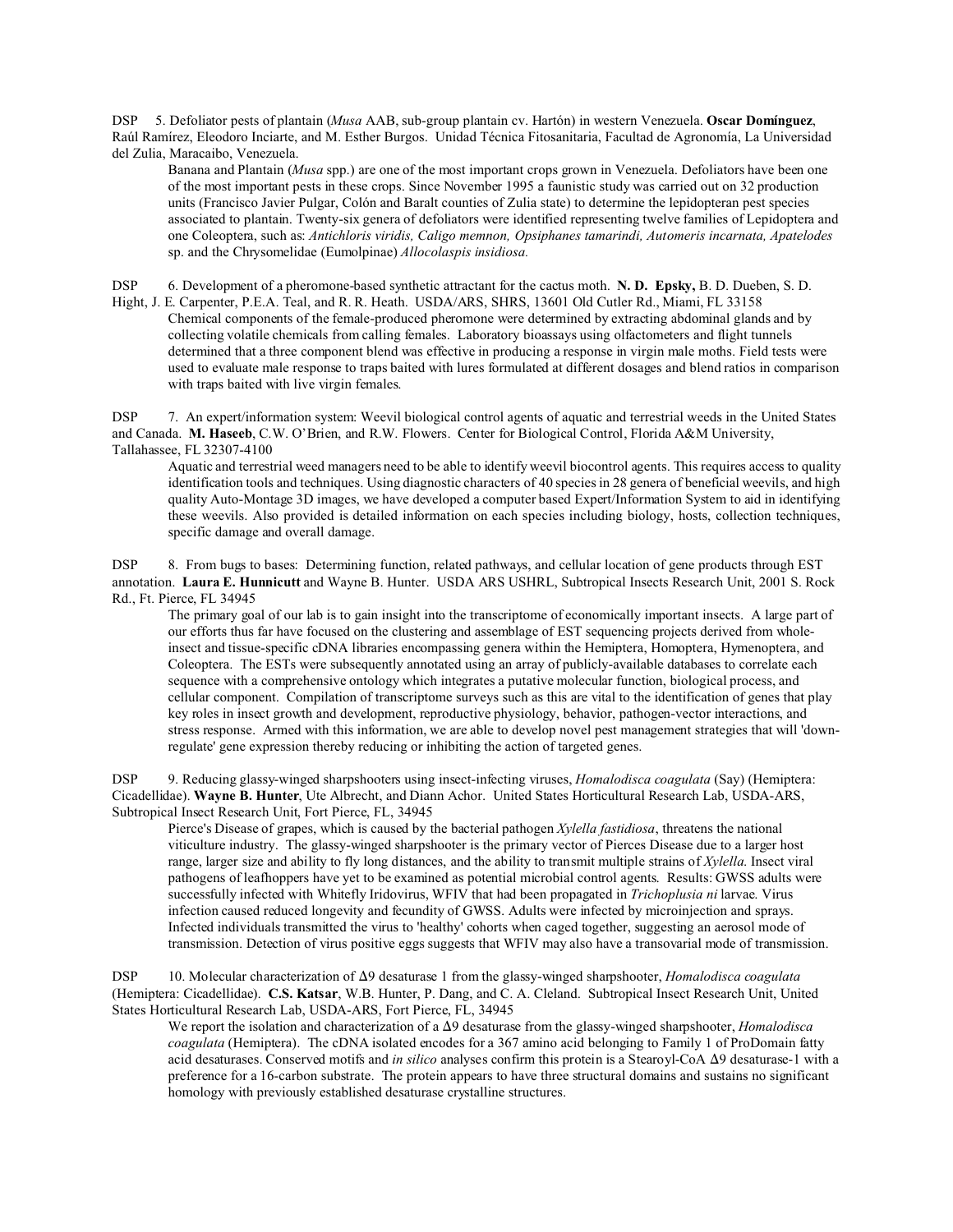DSP 5. Defoliator pests of plantain (*Musa* AAB, sub-group plantain cv. Hartón) in western Venezuela. **Oscar Domínguez**, Raúl Ramírez, Eleodoro Inciarte, and M. Esther Burgos. Unidad Técnica Fitosanitaria, Facultad de Agronomía, La Universidad del Zulia, Maracaibo, Venezuela.

Banana and Plantain (*Musa* spp.) are one of the most important crops grown in Venezuela. Defoliators have been one of the most important pests in these crops. Since November 1995 a faunistic study was carried out on 32 production units (Francisco Javier Pulgar, Colón and Baralt counties of Zulia state) to determine the lepidopteran pest species associated to plantain. Twenty-six genera of defoliators were identified representing twelve families of Lepidoptera and one Coleoptera, such as: *Antichloris viridis, Caligo memnon, Opsiphanes tamarindi, Automeris incarnata, Apatelodes* sp. and the Chrysomelidae (Eumolpinae) *Allocolaspis insidiosa.*

DSP 6. Development of a pheromone-based synthetic attractant for the cactus moth. **N. D. Epsky,** B. D. Dueben, S. D. Hight, J. E. Carpenter, P.E.A. Teal, and R. R. Heath. USDA/ARS, SHRS, 13601 Old Cutler Rd., Miami, FL 33158

Chemical components of the female-produced pheromone were determined by extracting abdominal glands and by collecting volatile chemicals from calling females. Laboratory bioassays using olfactometers and flight tunnels determined that a three component blend was effective in producing a response in virgin male moths. Field tests were used to evaluate male response to traps baited with lures formulated at different dosages and blend ratios in comparison with traps baited with live virgin females.

DSP 7. An expert/information system: Weevil biological control agents of aquatic and terrestrial weeds in the United States and Canada. **M. Haseeb**, C.W. O'Brien, and R.W. Flowers. Center for Biological Control, Florida A&M University, Tallahassee, FL 32307-4100

Aquatic and terrestrial weed managers need to be able to identify weevil biocontrol agents. This requires access to quality identification tools and techniques. Using diagnostic characters of 40 species in 28 genera of beneficial weevils, and high quality Auto-Montage 3D images, we have developed a computer based Expert/Information System to aid in identifying these weevils. Also provided is detailed information on each species including biology, hosts, collection techniques, specific damage and overall damage.

DSP 8. From bugs to bases: Determining function, related pathways, and cellular location of gene products through EST annotation. **Laura E. Hunnicutt** and Wayne B. Hunter. USDA ARS USHRL, Subtropical Insects Research Unit, 2001 S. Rock Rd., Ft. Pierce, FL 34945

The primary goal of our lab is to gain insight into the transcriptome of economically important insects. A large part of our efforts thus far have focused on the clustering and assemblage of EST sequencing projects derived from whole-insect and tissue-specific cDNA libraries encompassing genera within the Hemiptera, Homoptera, Hymenoptera, and Coleoptera. The ESTs were subsequently annotated using an array of publicly-available databases to correlate each sequence with a comprehensive ontology which integrates a putative molecular function, biological process, and cellular component. Compilation of transcriptome surveys such as this are vital to the identification of genes that play key roles in insect growth and development, reproductive physiology, behavior, pathogen-vector interactions, and stress response. Armed with this information, we are able to develop novel pest management strategies that will 'down-regulate' gene expression thereby reducing or inhibiting the action of targeted genes.

DSP 9. Reducing glassy-winged sharpshooters using insect-infecting viruses, *Homalodisca coagulata* (Say) (Hemiptera: Cicadellidae). **Wayne B. Hunter**, Ute Albrecht, and Diann Achor. United States Horticultural Research Lab, USDA-ARS, Subtropical Insect Research Unit, Fort Pierce, FL, 34945

Pierce's Disease of grapes, which is caused by the bacterial pathogen *Xylella fastidiosa*, threatens the national viticulture industry. The glassy-winged sharpshooter is the primary vector of Pierces Disease due to a larger host range, larger size and ability to fly long distances, and the ability to transmit multiple strains of *Xylella.* Insect viral pathogens of leafhoppers have yet to be examined as potential microbial control agents. Results: GWSS adults were successfully infected with Whitefly Iridovirus, WFIV that had been propagated in *Trichoplusia ni* larvae. Virus infection caused reduced longevity and fecundity of GWSS. Adults were infected by microinjection and sprays. Infected individuals transmitted the virus to 'healthy' cohorts when caged together, suggesting an aerosol mode of transmission. Detection of virus positive eggs suggests that WFIV may also have a transovarial mode of transmission.

DSP 10. Molecular characterization of Δ9 desaturase 1 from the glassy-winged sharpshooter, *Homalodisca coagulata* (Hemiptera: Cicadellidae). **C.S. Katsar**, W.B. Hunter, P. Dang, and C. A. Cleland. Subtropical Insect Research Unit, United States Horticultural Research Lab, USDA-ARS, Fort Pierce, FL, 34945

We report the isolation and characterization of a Δ9 desaturase from the glassy-winged sharpshooter, *Homalodisca coagulata* (Hemiptera). The cDNA isolated encodes for a 367 amino acid belonging to Family 1 of ProDomain fatty acid desaturases. Conserved motifs and *in silico* analyses confirm this protein is a Stearoyl-CoA Δ9 desaturase-1 with a preference for a 16-carbon substrate. The protein appears to have three structural domains and sustains no significant homology with previously established desaturase crystalline structures.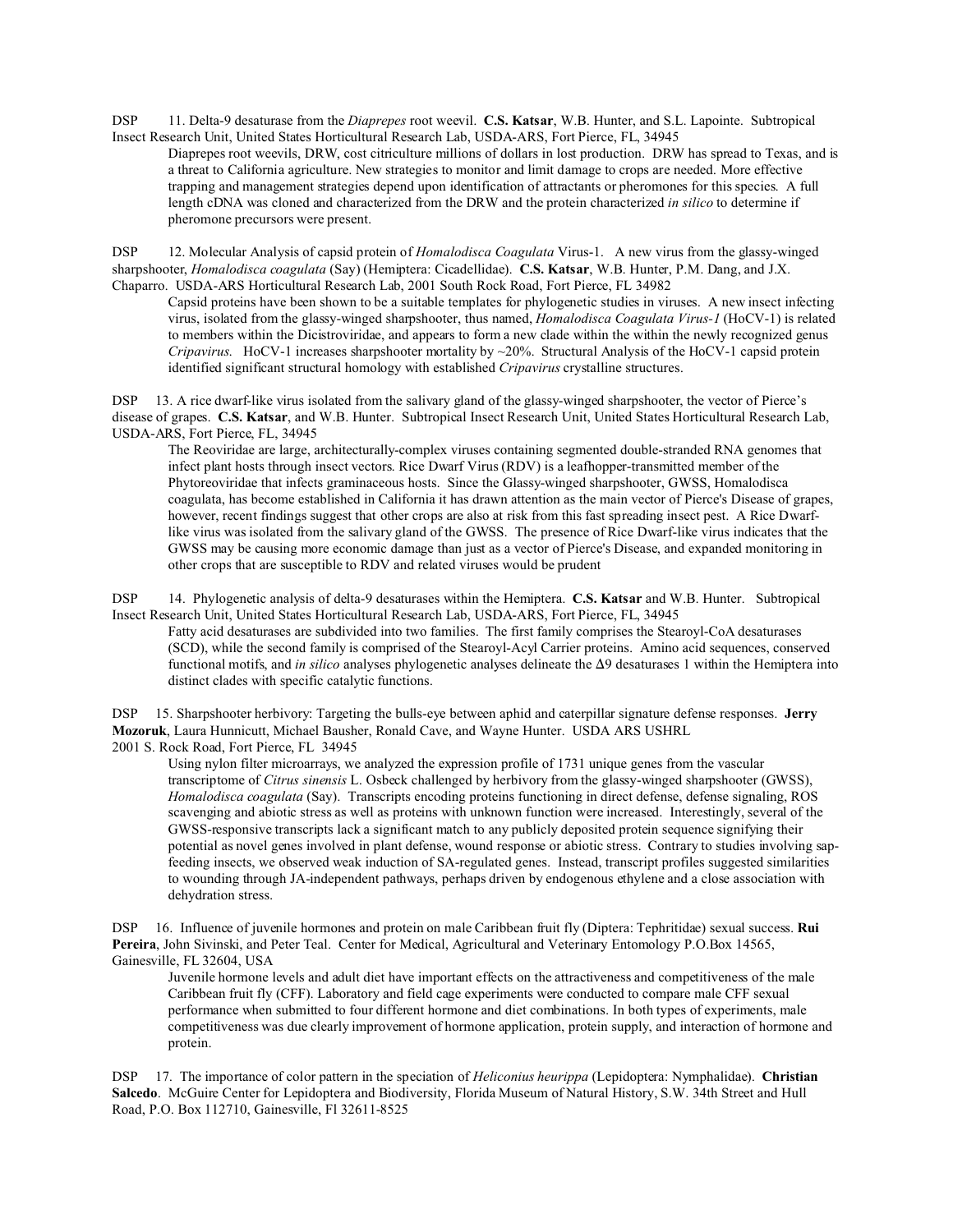DSP 11. Delta-9 desaturase from the *Diaprepes* root weevil. **C.S. Katsar**, W.B. Hunter, and S.L. Lapointe. Subtropical Insect Research Unit, United States Horticultural Research Lab, USDA-ARS, Fort Pierce, FL, 34945

Diaprepes root weevils, DRW, cost citriculture millions of dollars in lost production. DRW has spread to Texas, and is a threat to California agriculture. New strategies to monitor and limit damage to crops are needed. More effective trapping and management strategies depend upon identification of attractants or pheromones for this species. A full length cDNA was cloned and characterized from the DRW and the protein characterized *in silico* to determine if pheromone precursors were present.

DSP 12. Molecular Analysis of capsid protein of *Homalodisca Coagulata* Virus-1. A new virus from the glassy-winged sharpshooter, *Homalodisca coagulata* (Say) (Hemiptera: Cicadellidae). **C.S. Katsar**, W.B. Hunter, P.M. Dang, and J.X. Chaparro. USDA-ARS Horticultural Research Lab, 2001 South Rock Road, Fort Pierce, FL 34982

Capsid proteins have been shown to be a suitable templates for phylogenetic studies in viruses. A new insect infecting virus, isolated from the glassy-winged sharpshooter, thus named, *Homalodisca Coagulata Virus-1* (HoCV-1) is related to members within the Dicistroviridae, and appears to form a new clade within the within the newly recognized genus *Cripavirus*. HoCV-1 increases sharpshooter mortality by ~20%. Structural Analysis of the HoCV-1 capsid protein identified significant structural homology with established *Cripavirus* crystalline structures.

DSP 13. A rice dwarf-like virus isolated from the salivary gland of the glassy-winged sharpshooter, the vector of Pierce's disease of grapes. **C.S. Katsar**, and W.B. Hunter. Subtropical Insect Research Unit, United States Horticultural Research Lab, USDA-ARS, Fort Pierce, FL, 34945

The Reoviridae are large, architecturally-complex viruses containing segmented double-stranded RNA genomes that infect plant hosts through insect vectors. Rice Dwarf Virus (RDV) is a leafhopper-transmitted member of the Phytoreoviridae that infects graminaceous hosts. Since the Glassy-winged sharpshooter, GWSS, Homalodisca coagulata, has become established in California it has drawn attention as the main vector of Pierce's Disease of grapes, however, recent findings suggest that other crops are also at risk from this fast spreading insect pest. A Rice Dwarf-like virus was isolated from the salivary gland of the GWSS. The presence of Rice Dwarf-like virus indicates that the GWSS may be causing more economic damage than just as a vector of Pierce's Disease, and expanded monitoring in other crops that are susceptible to RDV and related viruses would be prudent

DSP 14. Phylogenetic analysis of delta-9 desaturases within the Hemiptera. **C.S. Katsar** and W.B. Hunter. Subtropical Insect Research Unit, United States Horticultural Research Lab, USDA-ARS, Fort Pierce, FL, 34945

Fatty acid desaturases are subdivided into two families. The first family comprises the Stearoyl-CoA desaturases (SCD), while the second family is comprised of the Stearoyl-Acyl Carrier proteins. Amino acid sequences, conserved functional motifs, and *in silico* analyses phylogenetic analyses delineate the Δ9 desaturases 1 within the Hemiptera into distinct clades with specific catalytic functions.

DSP 15. Sharpshooter herbivory: Targeting the bulls-eye between aphid and caterpillar signature defense responses. **Jerry Mozoruk**, Laura Hunnicutt, Michael Bausher, Ronald Cave, and Wayne Hunter. USDA ARS USHRL 2001 S. Rock Road, Fort Pierce, FL 34945

Using nylon filter microarrays, we analyzed the expression profile of 1731 unique genes from the vascular transcriptome of *Citrus sinensis* L. Osbeck challenged by herbivory from the glassy-winged sharpshooter (GWSS), *Homalodisca coagulata* (Say). Transcripts encoding proteins functioning in direct defense, defense signaling, ROS scavenging and abiotic stress as well as proteins with unknown function were increased. Interestingly, several of the GWSS-responsive transcripts lack a significant match to any publicly deposited protein sequence signifying their potential as novel genes involved in plant defense, wound response or abiotic stress. Contrary to studies involving sap-feeding insects, we observed weak induction of SA-regulated genes. Instead, transcript profiles suggested similarities to wounding through JA-independent pathways, perhaps driven by endogenous ethylene and a close association with dehydration stress.

DSP 16. Influence of juvenile hormones and protein on male Caribbean fruit fly (Diptera: Tephritidae) sexual success. **Rui Pereira**, John Sivinski, and Peter Teal. Center for Medical, Agricultural and Veterinary Entomology P.O.Box 14565, Gainesville, FL 32604, USA

Juvenile hormone levels and adult diet have important effects on the attractiveness and competitiveness of the male Caribbean fruit fly (CFF). Laboratory and field cage experiments were conducted to compare male CFF sexual performance when submitted to four different hormone and diet combinations. In both types of experiments, male competitiveness was due clearly improvement of hormone application, protein supply, and interaction of hormone and protein.

DSP 17. The importance of color pattern in the speciation of *Heliconius heurippa* (Lepidoptera: Nymphalidae). **Christian Salcedo**. McGuire Center for Lepidoptera and Biodiversity, Florida Museum of Natural History, S.W. 34th Street and Hull Road, P.O. Box 112710, Gainesville, Fl 32611-8525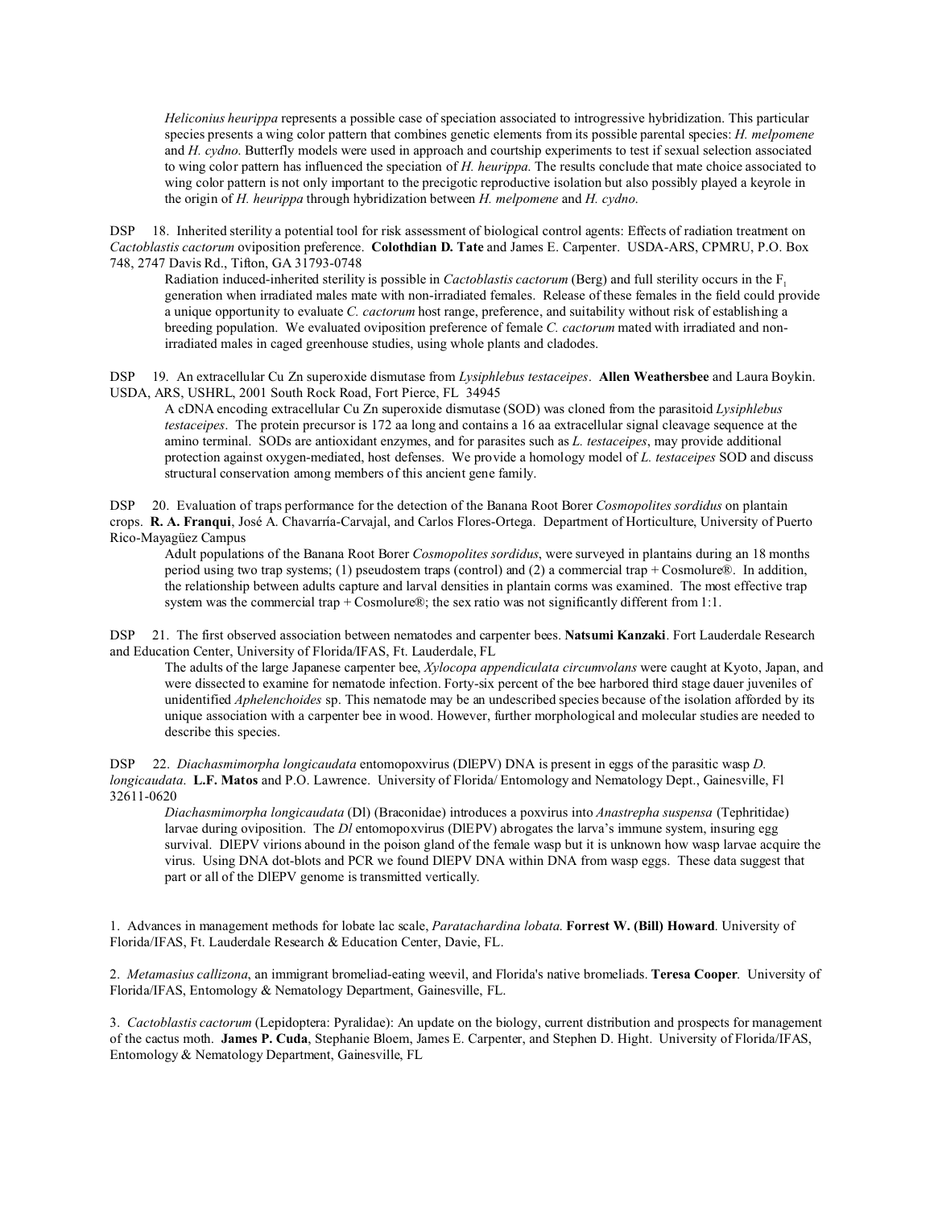*Heliconius heurippa* represents a possible case of speciation associated to introgressive hybridization. This particular species presents a wing color pattern that combines genetic elements from its possible parental species: *H. melpomene* and *H. cydno*. Butterfly models were used in approach and courtship experiments to test if sexual selection associated to wing color pattern has influenced the speciation of *H. heurippa*. The results conclude that mate choice associated to wing color pattern is not only important to the precigotic reproductive isolation but also possibly played a keyrole in the origin of *H. heurippa* through hybridization between *H. melpomene* and *H. cydno*.

DSP 18. Inherited sterility a potential tool for risk assessment of biological control agents: Effects of radiation treatment on *Cactoblastis cactorum* oviposition preference. **Colothdian D. Tate** and James E. Carpenter. USDA-ARS, CPMRU, P.O. Box 748, 2747 Davis Rd., Tifton, GA 31793-0748

Radiation induced-inherited sterility is possible in *Cactoblastis cactorum* (Berg) and full sterility occurs in the $F_1$ generation when irradiated males mate with non-irradiated females. Release of these females in the field could provide a unique opportunity to evaluate *C. cactorum* host range, preference, and suitability without risk of establishing a breeding population. We evaluated oviposition preference of female *C. cactorum* mated with irradiated and non-irradiated males in caged greenhouse studies, using whole plants and cladodes.

DSP 19. An extracellular Cu Zn superoxide dismutase from *Lysiphlebus testaceipes*. **Allen Weathersbee** and Laura Boykin. USDA, ARS, USHRL, 2001 South Rock Road, Fort Pierce, FL 34945

A cDNA encoding extracellular Cu Zn superoxide dismutase (SOD) was cloned from the parasitoid *Lysiphlebus testaceipes*. The protein precursor is 172 aa long and contains a 16 aa extracellular signal cleavage sequence at the amino terminal. SODs are antioxidant enzymes, and for parasites such as *L. testaceipes*, may provide additional protection against oxygen-mediated, host defenses. We provide a homology model of *L. testaceipes* SOD and discuss structural conservation among members of this ancient gene family.

DSP 20. Evaluation of traps performance for the detection of the Banana Root Borer *Cosmopolites sordidus* on plantain crops. **R. A. Franqui**, José A. Chavarría-Carvajal, and Carlos Flores-Ortega. Department of Horticulture, University of Puerto Rico-Mayagüez Campus

Adult populations of the Banana Root Borer *Cosmopolites sordidus*, were surveyed in plantains during an 18 months period using two trap systems; (1) pseudostem traps (control) and (2) a commercial trap + Cosmolure®. In addition, the relationship between adults capture and larval densities in plantain corms was examined. The most effective trap system was the commercial trap + Cosmolure®; the sex ratio was not significantly different from 1:1.

DSP 21. The first observed association between nematodes and carpenter bees. **Natsumi Kanzaki**. Fort Lauderdale Research and Education Center, University of Florida/IFAS, Ft. Lauderdale, FL

The adults of the large Japanese carpenter bee, *Xylocopa appendiculata circumvolans* were caught at Kyoto, Japan, and were dissected to examine for nematode infection. Forty-six percent of the bee harbored third stage dauer juveniles of unidentified *Aphelenchoides* sp. This nematode may be an undescribed species because of the isolation afforded by its unique association with a carpenter bee in wood. However, further morphological and molecular studies are needed to describe this species.

DSP 22. *Diachasmimorpha longicaudata* entomopoxvirus (DlEPV) DNA is present in eggs of the parasitic wasp *D. longicaudata*. **L.F. Matos** and P.O. Lawrence. University of Florida/ Entomology and Nematology Dept., Gainesville, Fl 32611-0620

*Diachasmimorpha longicaudata* (Dl) (Braconidae) introduces a poxvirus into *Anastrepha suspensa* (Tephritidae) larvae during oviposition. The *Dl* entomopoxvirus (DlEPV) abrogates the larva's immune system, insuring egg survival. DlEPV virions abound in the poison gland of the female wasp but it is unknown how wasp larvae acquire the virus. Using DNA dot-blots and PCR we found DlEPV DNA within DNA from wasp eggs. These data suggest that part or all of the DlEPV genome is transmitted vertically.

1. Advances in management methods for lobate lac scale, *Paratachardina lobata*. **Forrest W. (Bill) Howard**. University of Florida/IFAS, Ft. Lauderdale Research & Education Center, Davie, FL.

2. *Metamasius callizona*, an immigrant bromeliad-eating weevil, and Florida's native bromeliads. **Teresa Cooper**. University of Florida/IFAS, Entomology & Nematology Department, Gainesville, FL.

3. *Cactoblastis cactorum* (Lepidoptera: Pyralidae): An update on the biology, current distribution and prospects for management of the cactus moth. **James P. Cuda**, Stephanie Bloem, James E. Carpenter, and Stephen D. Hight. University of Florida/IFAS, Entomology & Nematology Department, Gainesville, FL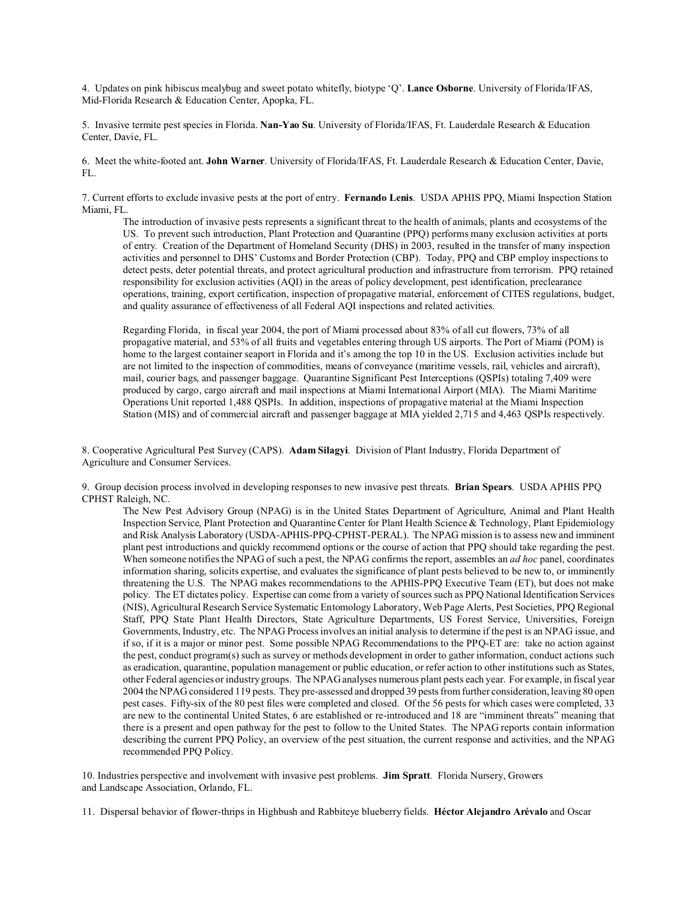4. Updates on pink hibiscus mealybug and sweet potato whitefly, biotype 'Q'. **Lance Osborne**. University of Florida/IFAS, Mid-Florida Research & Education Center, Apopka, FL.

5. Invasive termite pest species in Florida. **Nan-Yao Su**. University of Florida/IFAS, Ft. Lauderdale Research & Education Center, Davie, FL.

6. Meet the white-footed ant. **John Warner**. University of Florida/IFAS, Ft. Lauderdale Research & Education Center, Davie, FL.

7. Current efforts to exclude invasive pests at the port of entry. **Fernando Lenis**. USDA APHIS PPQ, Miami Inspection Station Miami, FL.

The introduction of invasive pests represents a significant threat to the health of animals, plants and ecosystems of the US. To prevent such introduction, Plant Protection and Quarantine (PPQ) performs many exclusion activities at ports of entry. Creation of the Department of Homeland Security (DHS) in 2003, resulted in the transfer of many inspection activities and personnel to DHS' Customs and Border Protection (CBP). Today, PPQ and CBP employ inspections to detect pests, deter potential threats, and protect agricultural production and infrastructure from terrorism. PPQ retained responsibility for exclusion activities (AQI) in the areas of policy development, pest identification, preclearance operations, training, export certification, inspection of propagative material, enforcement of CITES regulations, budget, and quality assurance of effectiveness of all Federal AQI inspections and related activities.

Regarding Florida, in fiscal year 2004, the port of Miami processed about 83% of all cut flowers, 73% of all propagative material, and 53% of all fruits and vegetables entering through US airports. The Port of Miami (POM) is home to the largest container seaport in Florida and it's among the top 10 in the US. Exclusion activities include but are not limited to the inspection of commodities, means of conveyance (maritime vessels, rail, vehicles and aircraft), mail, courier bags, and passenger baggage. Quarantine Significant Pest Interceptions (QSPIs) totaling 7,409 were produced by cargo, cargo aircraft and mail inspections at Miami International Airport (MIA). The Miami Maritime Operations Unit reported 1,488 QSPIs. In addition, inspections of propagative material at the Miami Inspection Station (MIS) and of commercial aircraft and passenger baggage at MIA yielded 2,715 and 4,463 QSPIs respectively.

8. Cooperative Agricultural Pest Survey (CAPS). **Adam Silagyi**. Division of Plant Industry, Florida Department of Agriculture and Consumer Services.

9. Group decision process involved in developing responses to new invasive pest threats. **Brian Spears**. USDA APHIS PPQ CPHST Raleigh, NC.

The New Pest Advisory Group (NPAG) is in the United States Department of Agriculture, Animal and Plant Health Inspection Service, Plant Protection and Quarantine Center for Plant Health Science & Technology, Plant Epidemiology and Risk Analysis Laboratory (USDA-APHIS-PPQ-CPHST-PERAL). The NPAG mission is to assess new and imminent plant pest introductions and quickly recommend options or the course of action that PPQ should take regarding the pest. When someone notifies the NPAG of such a pest, the NPAG confirms the report, assembles an *ad hoc* panel, coordinates information sharing, solicits expertise, and evaluates the significance of plant pests believed to be new to, or imminently threatening the U.S. The NPAG makes recommendations to the APHIS-PPQ Executive Team (ET), but does not make policy. The ET dictates policy. Expertise can come from a variety of sources such as PPQ National Identification Services (NIS), Agricultural Research Service Systematic Entomology Laboratory, Web Page Alerts, Pest Societies, PPQ Regional Staff, PPQ State Plant Health Directors, State Agriculture Departments, US Forest Service, Universities, Foreign Governments, Industry, etc. The NPAG Process involves an initial analysis to determine if the pest is an NPAG issue, and if so, if it is a major or minor pest. Some possible NPAG Recommendations to the PPQ-ET are: take no action against the pest, conduct program(s) such as survey or methods development in order to gather information, conduct actions such as eradication, quarantine, population management or public education, or refer action to other institutions such as States, other Federal agencies or industry groups. The NPAG analyses numerous plant pests each year. For example, in fiscal year 2004 the NPAG considered 119 pests. They pre-assessed and dropped 39 pests from further consideration, leaving 80 open pest cases. Fifty-six of the 80 pest files were completed and closed. Of the 56 pests for which cases were completed, 33 are new to the continental United States, 6 are established or re-introduced and 18 are "imminent threats" meaning that there is a present and open pathway for the pest to follow to the United States. The NPAG reports contain information describing the current PPQ Policy, an overview of the pest situation, the current response and activities, and the NPAG recommended PPQ Policy.

10. Industries perspective and involvement with invasive pest problems. **Jim Spratt**. Florida Nursery, Growers and Landscape Association, Orlando, FL.

11. Dispersal behavior of flower-thrips in Highbush and Rabbiteye blueberry fields. **Héctor Alejandro Arévalo** and Oscar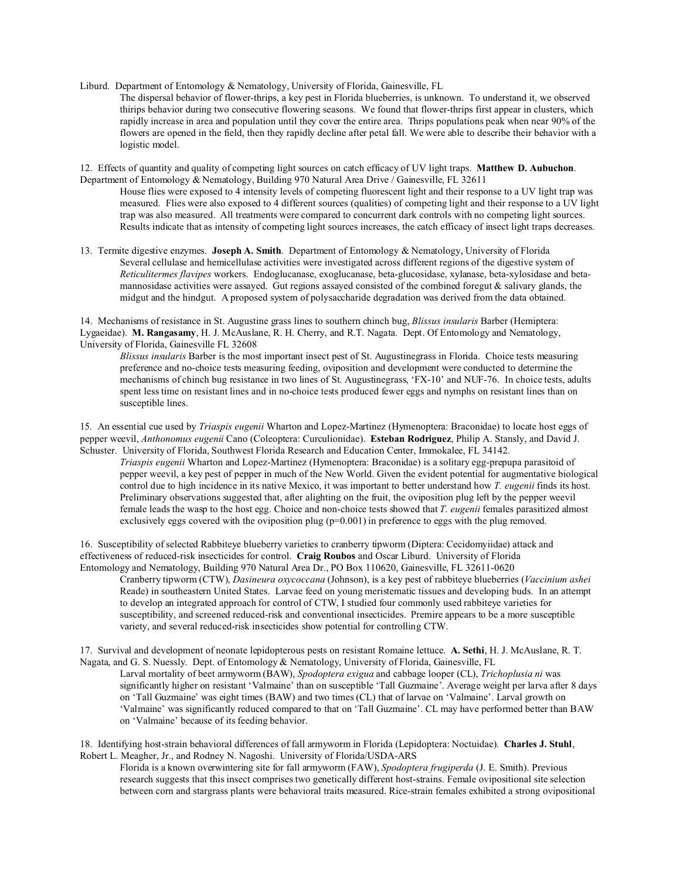Liburd. Department of Entomology & Nematology, University of Florida, Gainesville, FL

The dispersal behavior of flower-thrips, a key pest in Florida blueberries, is unknown. To understand it, we observed thirips behavior during two consecutive flowering seasons. We found that flower-thrips first appear in clusters, which rapidly increase in area and population until they cover the entire area. Thrips populations peak when near 90% of the flowers are opened in the field, then they rapidly decline after petal fall. We were able to describe their behavior with a logistic model.

12. Effects of quantity and quality of competing light sources on catch efficacy of UV light traps. **Matthew D. Aubuchon**. Department of Entomology & Nematology, Building 970 Natural Area Drive / Gainesville, FL 32611

House flies were exposed to 4 intensity levels of competing fluorescent light and their response to a UV light trap was measured. Flies were also exposed to 4 different sources (qualities) of competing light and their response to a UV light trap was also measured. All treatments were compared to concurrent dark controls with no competing light sources. Results indicate that as intensity of competing light sources increases, the catch efficacy of insect light traps decreases.

13. Termite digestive enzymes. **Joseph A. Smith**. Department of Entomology & Nematology, University of Florida

Several cellulase and hemicellulase activities were investigated across different regions of the digestive system of *Reticulitermes flavipes* workers. Endoglucanase, exoglucanase, beta-glucosidase, xylanase, beta-xylosidase and beta-mannosidase activities were assayed. Gut regions assayed consisted of the combined foregut & salivary glands, the midgut and the hindgut. A proposed system of polysaccharide degradation was derived from the data obtained.

14. Mechanisms of resistance in St. Augustine grass lines to southern chinch bug, *Blissus insularis* Barber (Hemiptera: Lygaeidae). **M. Rangasamy**, H. J. McAuslane, R. H. Cherry, and R.T. Nagata. Dept. Of Entomology and Nematology, University of Florida, Gainesville FL 32608

*Blissus insularis* Barber is the most important insect pest of St. Augustinegrass in Florida. Choice tests measuring preference and no-choice tests measuring feeding, oviposition and development were conducted to determine the mechanisms of chinch bug resistance in two lines of St. Augustinegrass, 'FX-10' and NUF-76. In choice tests, adults spent less time on resistant lines and in no-choice tests produced fewer eggs and nymphs on resistant lines than on susceptible lines.

15. An essential cue used by *Triaspis eugenii* Wharton and Lopez-Martinez (Hymenoptera: Braconidae) to locate host eggs of pepper weevil, *Anthonomus eugenii* Cano (Coleoptera: Curculionidae). **Esteban Rodriguez**, Philip A. Stansly, and David J. Schuster. University of Florida, Southwest Florida Research and Education Center, Immokalee, FL 34142.

*Triaspis eugenii* Wharton and Lopez-Martinez (Hymenoptera: Braconidae) is a solitary egg-prepupa parasitoid of pepper weevil, a key pest of pepper in much of the New World. Given the evident potential for augmentative biological control due to high incidence in its native Mexico, it was important to better understand how *T. eugenii* finds its host. Preliminary observations suggested that, after alighting on the fruit, the oviposition plug left by the pepper weevil female leads the wasp to the host egg. Choice and non-choice tests showed that *T. eugenii* females parasitized almost exclusively eggs covered with the oviposition plug ($p=0.001$) in preference to eggs with the plug removed.

16. Susceptibility of selected Rabbiteye blueberry varieties to cranberry tipworm (Diptera: Cecidomyiidae) attack and effectiveness of reduced-risk insecticides for control. **Craig Roubos** and Oscar Liburd. University of Florida Entomology and Nematology, Building 970 Natural Area Dr., PO Box 110620, Gainesville, FL 32611-0620

Cranberry tipworm (CTW), *Dasineura oxycoccana* (Johnson), is a key pest of rabbiteye blueberries (*Vaccinium ashei* Reade) in southeastern United States. Larvae feed on young meristematic tissues and developing buds. In an attempt to develop an integrated approach for control of CTW, I studied four commonly used rabbiteye varieties for susceptibility, and screened reduced-risk and conventional insecticides. Premire appears to be a more susceptible variety, and several reduced-risk insecticides show potential for controlling CTW.

17. Survival and development of neonate lepidopterous pests on resistant Romaine lettuce. **A. Sethi**, H. J. McAuslane, R. T. Nagata, and G. S. Nuessly. Dept. of Entomology & Nematology, University of Florida, Gainesville, FL

Larval mortality of beet armyworm (BAW), *Spodoptera exigua* and cabbage looper (CL), *Trichoplusia ni* was significantly higher on resistant 'Valmaine' than on susceptible 'Tall Guzmaine'. Average weight per larva after 8 days on 'Tall Guzmaine' was eight times (BAW) and two times (CL) that of larvae on 'Valmaine'. Larval growth on 'Valmaine' was significantly reduced compared to that on 'Tall Guzmaine'. CL may have performed better than BAW on 'Valmaine' because of its feeding behavior.

18. Identifying host-strain behavioral differences of fall armyworm in Florida (Lepidoptera: Noctuidae). **Charles J. Stuhl**, Robert L. Meagher, Jr., and Rodney N. Nagoshi. University of Florida/USDA-ARS

Florida is a known overwintering site for fall armyworm (FAW), *Spodoptera frugiperda* (J. E. Smith). Previous research suggests that this insect comprises two genetically different host-strains. Female ovipositional site selection between corn and stargrass plants were behavioral traits measured. Rice-strain females exhibited a strong ovipositional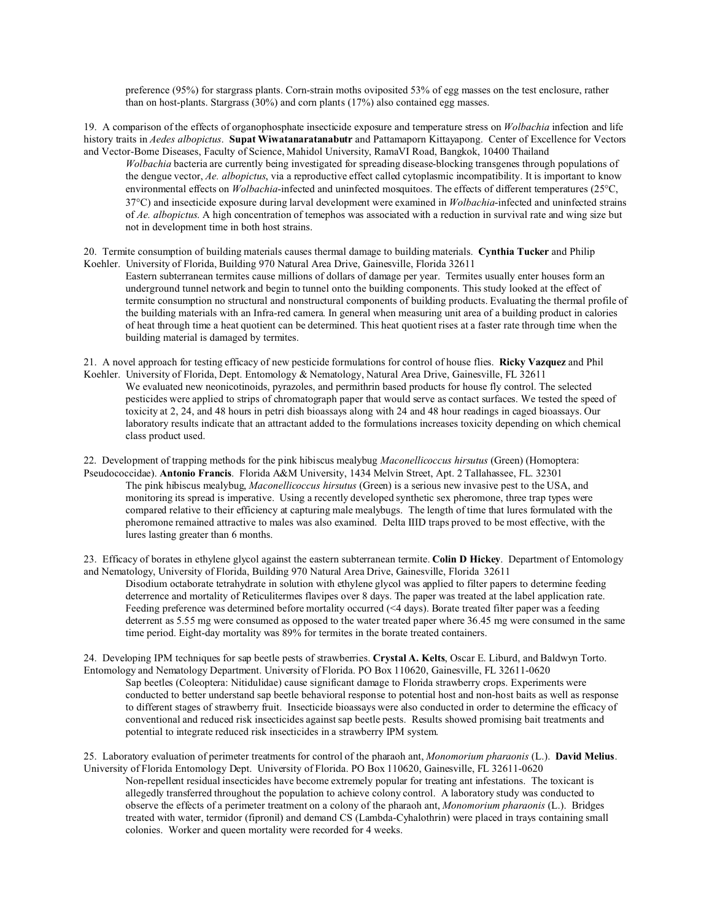preference (95%) for stargrass plants. Corn-strain moths oviposited 53% of egg masses on the test enclosure, rather than on host-plants. Stargrass (30%) and corn plants (17%) also contained egg masses.

19. A comparison of the effects of organophosphate insecticide exposure and temperature stress on *Wolbachia* infection and life history traits in *Aedes albopictus*. **Supat Wiwatanaratanabutr** and Pattamaporn Kittayapong. Center of Excellence for Vectors and Vector-Borne Diseases, Faculty of Science, Mahidol University, RamaVI Road, Bangkok, 10400 Thailand

*Wolbachia* bacteria are currently being investigated for spreading disease-blocking transgenes through populations of the dengue vector, *Ae. albopictus*, via a reproductive effect called cytoplasmic incompatibility. It is important to know environmental effects on *Wolbachia*-infected and uninfected mosquitoes. The effects of different temperatures (25°C, 37°C) and insecticide exposure during larval development were examined in *Wolbachia*-infected and uninfected strains of *Ae. albopictus*. A high concentration of temephos was associated with a reduction in survival rate and wing size but not in development time in both host strains.

20. Termite consumption of building materials causes thermal damage to building materials. **Cynthia Tucker** and Philip Koehler. University of Florida, Building 970 Natural Area Drive, Gainesville, Florida 32611

Eastern subterranean termites cause millions of dollars of damage per year. Termites usually enter houses form an underground tunnel network and begin to tunnel onto the building components. This study looked at the effect of termite consumption no structural and nonstructural components of building products. Evaluating the thermal profile of the building materials with an Infra-red camera. In general when measuring unit area of a building product in calories of heat through time a heat quotient can be determined. This heat quotient rises at a faster rate through time when the building material is damaged by termites.

21. A novel approach for testing efficacy of new pesticide formulations for control of house flies. **Ricky Vazquez** and Phil Koehler. University of Florida, Dept. Entomology & Nematology, Natural Area Drive, Gainesville, FL 32611

We evaluated new neonicotinoids, pyrazoles, and permithrin based products for house fly control. The selected pesticides were applied to strips of chromatograph paper that would serve as contact surfaces. We tested the speed of toxicity at 2, 24, and 48 hours in petri dish bioassays along with 24 and 48 hour readings in caged bioassays. Our laboratory results indicate that an attractant added to the formulations increases toxicity depending on which chemical class product used.

22. Development of trapping methods for the pink hibiscus mealybug *Maconellicoccus hirsutus* (Green) (Homoptera: Pseudococcidae). **Antonio Francis**. Florida A&M University, 1434 Melvin Street, Apt. 2 Tallahassee, FL. 32301

The pink hibiscus mealybug, *Maconellicoccus hirsutus* (Green) is a serious new invasive pest to the USA, and monitoring its spread is imperative. Using a recently developed synthetic sex pheromone, three trap types were compared relative to their efficiency at capturing male mealybugs. The length of time that lures formulated with the pheromone remained attractive to males was also examined. Delta IIID traps proved to be most effective, with the lures lasting greater than 6 months.

23. Efficacy of borates in ethylene glycol against the eastern subterranean termite. **Colin D Hickey**. Department of Entomology and Nematology, University of Florida, Building 970 Natural Area Drive, Gainesville, Florida 32611

Disodium octaborate tetrahydrate in solution with ethylene glycol was applied to filter papers to determine feeding deterrence and mortality of Reticulitermes flavipes over 8 days. The paper was treated at the label application rate. Feeding preference was determined before mortality occurred (<4 days). Borate treated filter paper was a feeding deterrent as 5.55 mg were consumed as opposed to the water treated paper where 36.45 mg were consumed in the same time period. Eight-day mortality was 89% for termites in the borate treated containers.

24. Developing IPM techniques for sap beetle pests of strawberries. **Crystal A. Kelts**, Oscar E. Liburd, and Baldwyn Torto. Entomology and Nematology Department. University of Florida. PO Box 110620, Gainesville, FL 32611-0620

Sap beetles (Coleoptera: Nitidulidae) cause significant damage to Florida strawberry crops. Experiments were conducted to better understand sap beetle behavioral response to potential host and non-host baits as well as response to different stages of strawberry fruit. Insecticide bioassays were also conducted in order to determine the efficacy of conventional and reduced risk insecticides against sap beetle pests. Results showed promising bait treatments and potential to integrate reduced risk insecticides in a strawberry IPM system.

25. Laboratory evaluation of perimeter treatments for control of the pharaoh ant, *Monomorium pharaonis* (L.). **David Melius**. University of Florida Entomology Dept. University of Florida. PO Box 110620, Gainesville, FL 32611-0620

Non-repellent residual insecticides have become extremely popular for treating ant infestations. The toxicant is allegedly transferred throughout the population to achieve colony control. A laboratory study was conducted to observe the effects of a perimeter treatment on a colony of the pharaoh ant, *Monomorium pharaonis* (L.). Bridges treated with water, termidor (fipronil) and demand CS (Lambda-Cyhalothrin) were placed in trays containing small colonies. Worker and queen mortality were recorded for 4 weeks.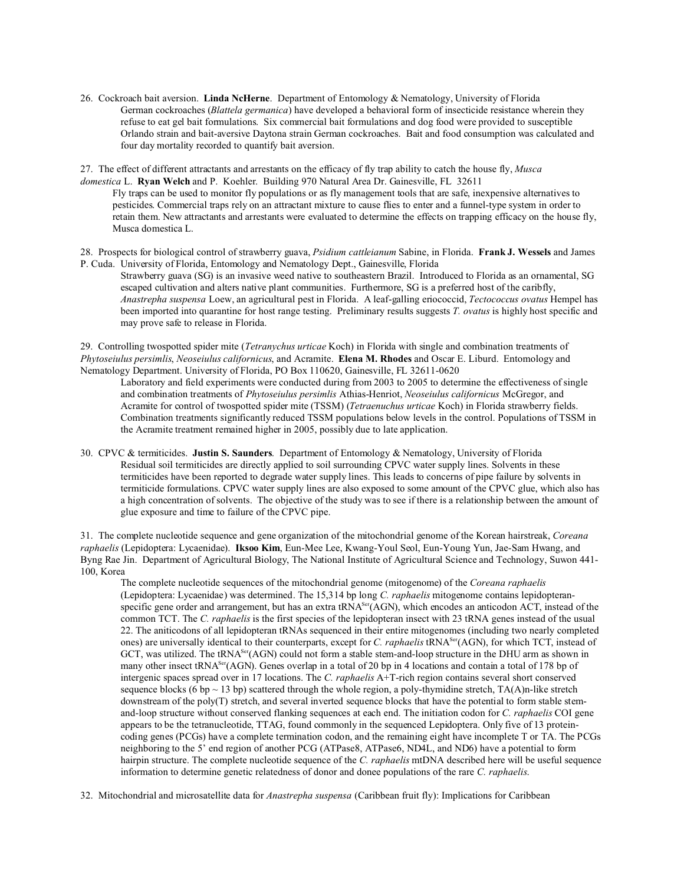26. Cockroach bait aversion. **Linda NcHerne**. Department of Entomology & Nematology, University of Florida

German cockroaches (*Blattela germanica*) have developed a behavioral form of insecticide resistance wherein they refuse to eat gel bait formulations. Six commercial bait formulations and dog food were provided to susceptible Orlando strain and bait-aversive Daytona strain German cockroaches. Bait and food consumption was calculated and four day mortality recorded to quantify bait aversion.

27. The effect of different attractants and arrestants on the efficacy of fly trap ability to catch the house fly, *Musca domestica* L. **Ryan Welch** and P. Koehler. Building 970 Natural Area Dr. Gainesville, FL 32611

Fly traps can be used to monitor fly populations or as fly management tools that are safe, inexpensive alternatives to pesticides. Commercial traps rely on an attractant mixture to cause flies to enter and a funnel-type system in order to retain them. New attractants and arrestants were evaluated to determine the effects on trapping efficacy on the house fly, Musca domestica L.

28. Prospects for biological control of strawberry guava, *Psidium cattleianum* Sabine, in Florida. **Frank J. Wessels** and James P. Cuda. University of Florida, Entomology and Nematology Dept., Gainesville, Florida

Strawberry guava (SG) is an invasive weed native to southeastern Brazil. Introduced to Florida as an ornamental, SG escaped cultivation and alters native plant communities. Furthermore, SG is a preferred host of the caribfly, *Anastrepha suspensa* Loew, an agricultural pest in Florida. A leaf-galling eriococcid, *Tectococcus ovatus* Hempel has been imported into quarantine for host range testing. Preliminary results suggests *T. ovatus* is highly host specific and may prove safe to release in Florida.

29. Controlling twospotted spider mite (*Tetranychus urticae* Koch) in Florida with single and combination treatments of *Phytoseiulus persimlis*, *Neoseiulus californicus*, and Acramite. **Elena M. Rhodes** and Oscar E. Liburd. Entomology and Nematology Department. University of Florida, PO Box 110620, Gainesville, FL 32611-0620

Laboratory and field experiments were conducted during from 2003 to 2005 to determine the effectiveness of single and combination treatments of *Phytoseiulus persimlis* Athias-Henriot, *Neoseiulus californicus* McGregor, and Acramite for control of twospotted spider mite (TSSM) (*Tetraenuchus urticae* Koch) in Florida strawberry fields. Combination treatments significantly reduced TSSM populations below levels in the control. Populations of TSSM in the Acramite treatment remained higher in 2005, possibly due to late application.

30. CPVC & termiticides. **Justin S. Saunders**. Department of Entomology & Nematology, University of Florida

Residual soil termiticides are directly applied to soil surrounding CPVC water supply lines. Solvents in these termiticides have been reported to degrade water supply lines. This leads to concerns of pipe failure by solvents in termiticide formulations. CPVC water supply lines are also exposed to some amount of the CPVC glue, which also has a high concentration of solvents. The objective of the study was to see if there is a relationship between the amount of glue exposure and time to failure of the CPVC pipe.

31. The complete nucleotide sequence and gene organization of the mitochondrial genome of the Korean hairstreak, *Coreana raphaelis* (Lepidoptera: Lycaenidae). **Iksoo Kim**, Eun-Mee Lee, Kwang-Youl Seol, Eun-Young Yun, Jae-Sam Hwang, and Byng Rae Jin. Department of Agricultural Biology, The National Institute of Agricultural Science and Technology, Suwon 441-100, Korea

The complete nucleotide sequences of the mitochondrial genome (mitogenome) of the *Coreana raphaelis* (Lepidoptera: Lycaenidae) was determined. The 15,314 bp long *C. raphaelis* mitogenome contains lepidopteran-specific gene order and arrangement, but has an extra tRNA$^{Ser}$(AGN), which encodes an anticodon ACT, instead of the common TCT. The *C. raphaelis* is the first species of the lepidopteran insect with 23 tRNA genes instead of the usual 22. The aniticodons of all lepidopteran tRNAs sequenced in their entire mitogenomes (including two nearly completed ones) are universally identical to their counterparts, except for *C. raphaelis* tRNA$^{Ser}$(AGN), for which TCT, instead of GCT, was utilized. The tRNA$^{Ser}$(AGN) could not form a stable stem-and-loop structure in the DHU arm as shown in many other insect tRNA$^{Ser}$(AGN). Genes overlap in a total of 20 bp in 4 locations and contain a total of 178 bp of intergenic spaces spread over in 17 locations. The *C. raphaelis* A+T-rich region contains several short conserved sequence blocks (6 bp ~ 13 bp) scattered through the whole region, a poly-thymidine stretch, TA(A)n-like stretch downstream of the poly(T) stretch, and several inverted sequence blocks that have the potential to form stable stem-and-loop structure without conserved flanking sequences at each end. The initiation codon for *C. raphaelis* COI gene appears to be the tetranucleotide, TTAG, found commonly in the sequenced Lepidoptera. Only five of 13 protein-coding genes (PCGs) have a complete termination codon, and the remaining eight have incomplete T or TA. The PCGs neighboring to the 5' end region of another PCG (ATPase8, ATPase6, ND4L, and ND6) have a potential to form hairpin structure. The complete nucleotide sequence of the *C. raphaelis* mtDNA described here will be useful sequence information to determine genetic relatedness of donor and donee populations of the rare *C. raphaelis.*

32. Mitochondrial and microsatellite data for *Anastrepha suspensa* (Caribbean fruit fly): Implications for Caribbean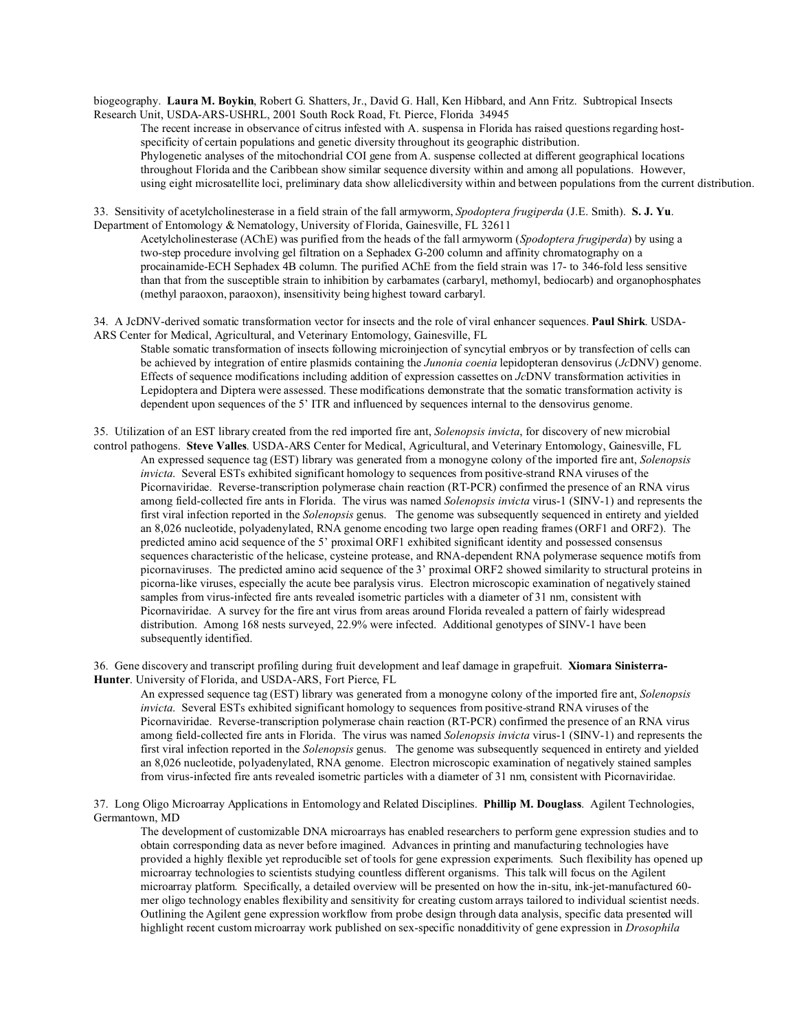biogeography. **Laura M. Boykin**, Robert G. Shatters, Jr., David G. Hall, Ken Hibbard, and Ann Fritz. Subtropical Insects Research Unit, USDA-ARS-USHRL, 2001 South Rock Road, Ft. Pierce, Florida 34945

The recent increase in observance of citrus infested with A. suspensa in Florida has raised questions regarding host-specificity of certain populations and genetic diversity throughout its geographic distribution. Phylogenetic analyses of the mitochondrial COI gene from A. suspense collected at different geographical locations throughout Florida and the Caribbean show similar sequence diversity within and among all populations. However, using eight microsatellite loci, preliminary data show allelicdiversity within and between populations from the current distribution.

33. Sensitivity of acetylcholinesterase in a field strain of the fall armyworm, *Spodoptera frugiperda* (J.E. Smith). **S. J. Yu**. Department of Entomology & Nematology, University of Florida, Gainesville, FL 32611

Acetylcholinesterase (AChE) was purified from the heads of the fall armyworm (*Spodoptera frugiperda*) by using a two-step procedure involving gel filtration on a Sephadex G-200 column and affinity chromatography on a procainamide-ECH Sephadex 4B column. The purified AChE from the field strain was 17- to 346-fold less sensitive than that from the susceptible strain to inhibition by carbamates (carbaryl, methomyl, bediocarb) and organophosphates (methyl paraoxon, paraoxon), insensitivity being highest toward carbaryl.

34. A JcDNV-derived somatic transformation vector for insects and the role of viral enhancer sequences. **Paul Shirk**. USDA-ARS Center for Medical, Agricultural, and Veterinary Entomology, Gainesville, FL

Stable somatic transformation of insects following microinjection of syncytial embryos or by transfection of cells can be achieved by integration of entire plasmids containing the *Junonia coenia* lepidopteran densovirus (*Jc*DNV) genome. Effects of sequence modifications including addition of expression cassettes on *Jc*DNV transformation activities in Lepidoptera and Diptera were assessed. These modifications demonstrate that the somatic transformation activity is dependent upon sequences of the 5' ITR and influenced by sequences internal to the densovirus genome.

35. Utilization of an EST library created from the red imported fire ant, *Solenopsis invicta*, for discovery of new microbial control pathogens. **Steve Valles**. USDA-ARS Center for Medical, Agricultural, and Veterinary Entomology, Gainesville, FL

An expressed sequence tag (EST) library was generated from a monogyne colony of the imported fire ant, *Solenopsis invicta*. Several ESTs exhibited significant homology to sequences from positive-strand RNA viruses of the Picornaviridae. Reverse-transcription polymerase chain reaction (RT-PCR) confirmed the presence of an RNA virus among field-collected fire ants in Florida. The virus was named *Solenopsis invicta* virus-1 (SINV-1) and represents the first viral infection reported in the *Solenopsis* genus. The genome was subsequently sequenced in entirety and yielded an 8,026 nucleotide, polyadenylated, RNA genome encoding two large open reading frames (ORF1 and ORF2). The predicted amino acid sequence of the 5' proximal ORF1 exhibited significant identity and possessed consensus sequences characteristic of the helicase, cysteine protease, and RNA-dependent RNA polymerase sequence motifs from picornaviruses. The predicted amino acid sequence of the 3' proximal ORF2 showed similarity to structural proteins in picorna-like viruses, especially the acute bee paralysis virus. Electron microscopic examination of negatively stained samples from virus-infected fire ants revealed isometric particles with a diameter of 31 nm, consistent with Picornaviridae. A survey for the fire ant virus from areas around Florida revealed a pattern of fairly widespread distribution. Among 168 nests surveyed, 22.9% were infected. Additional genotypes of SINV-1 have been subsequently identified.

36. Gene discovery and transcript profiling during fruit development and leaf damage in grapefruit. **Xiomara Sinisterra-Hunter**. University of Florida, and USDA-ARS, Fort Pierce, FL

An expressed sequence tag (EST) library was generated from a monogyne colony of the imported fire ant, *Solenopsis invicta*. Several ESTs exhibited significant homology to sequences from positive-strand RNA viruses of the Picornaviridae. Reverse-transcription polymerase chain reaction (RT-PCR) confirmed the presence of an RNA virus among field-collected fire ants in Florida. The virus was named *Solenopsis invicta* virus-1 (SINV-1) and represents the first viral infection reported in the *Solenopsis* genus. The genome was subsequently sequenced in entirety and yielded an 8,026 nucleotide, polyadenylated, RNA genome. Electron microscopic examination of negatively stained samples from virus-infected fire ants revealed isometric particles with a diameter of 31 nm, consistent with Picornaviridae.

37. Long Oligo Microarray Applications in Entomology and Related Disciplines. **Phillip M. Douglass**. Agilent Technologies, Germantown, MD

The development of customizable DNA microarrays has enabled researchers to perform gene expression studies and to obtain corresponding data as never before imagined. Advances in printing and manufacturing technologies have provided a highly flexible yet reproducible set of tools for gene expression experiments. Such flexibility has opened up microarray technologies to scientists studying countless different organisms. This talk will focus on the Agilent microarray platform. Specifically, a detailed overview will be presented on how the in-situ, ink-jet-manufactured 60-mer oligo technology enables flexibility and sensitivity for creating custom arrays tailored to individual scientist needs. Outlining the Agilent gene expression workflow from probe design through data analysis, specific data presented will highlight recent custom microarray work published on sex-specific nonadditivity of gene expression in *Drosophila*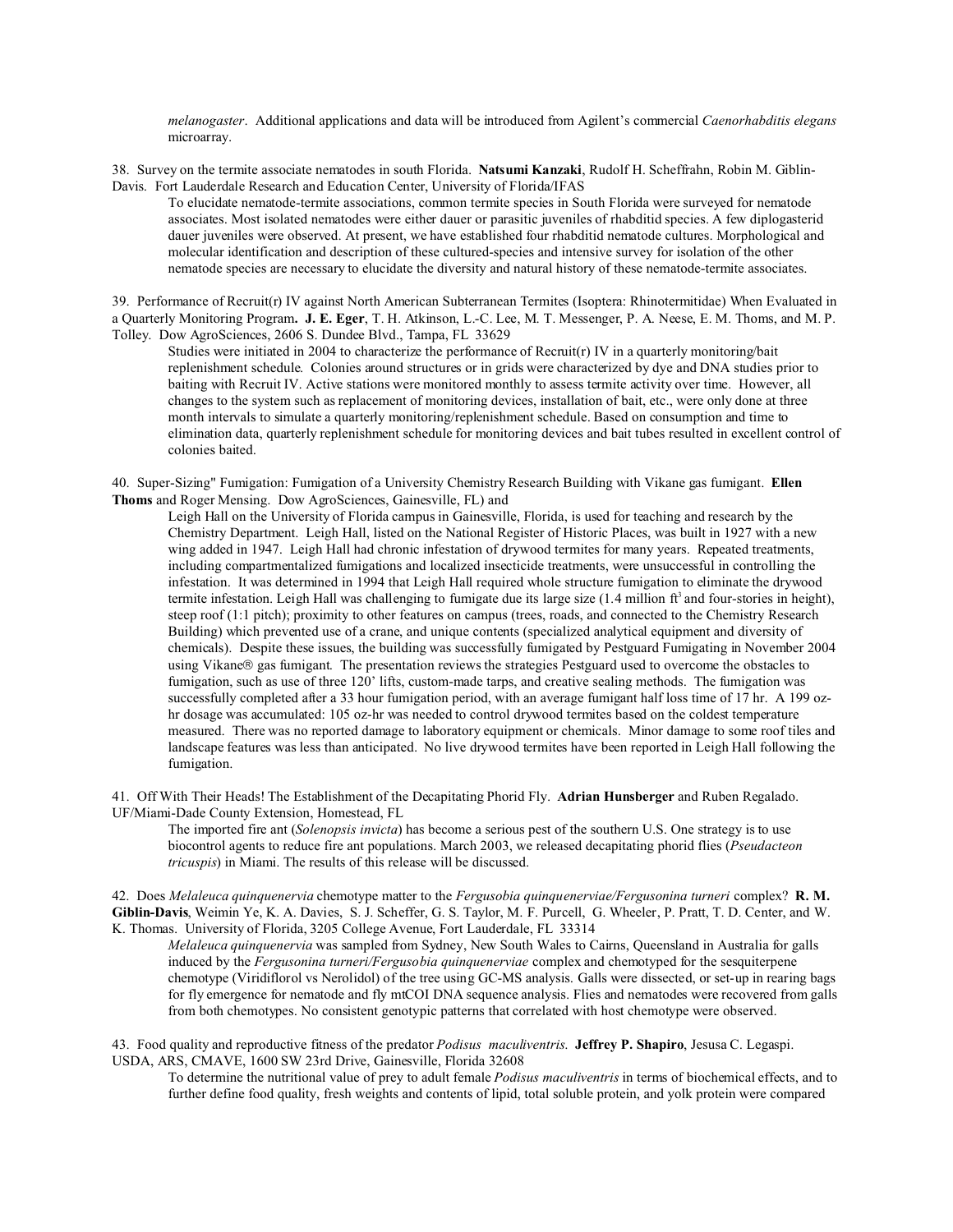*melanogaster*. Additional applications and data will be introduced from Agilent's commercial *Caenorhabditis elegans* microarray.

38. Survey on the termite associate nematodes in south Florida. **Natsumi Kanzaki**, Rudolf H. Scheffrahn, Robin M. Giblin-Davis. Fort Lauderdale Research and Education Center, University of Florida/IFAS

To elucidate nematode-termite associations, common termite species in South Florida were surveyed for nematode associates. Most isolated nematodes were either dauer or parasitic juveniles of rhabditid species. A few diplogasterid dauer juveniles were observed. At present, we have established four rhabditid nematode cultures. Morphological and molecular identification and description of these cultured-species and intensive survey for isolation of the other nematode species are necessary to elucidate the diversity and natural history of these nematode-termite associates.

39. Performance of Recruit(r) IV against North American Subterranean Termites (Isoptera: Rhinotermitidae) When Evaluated in a Quarterly Monitoring Program. **J. E. Eger**, T. H. Atkinson, L.-C. Lee, M. T. Messenger, P. A. Neese, E. M. Thoms, and M. P. Tolley. Dow AgroSciences, 2606 S. Dundee Blvd., Tampa, FL 33629

Studies were initiated in 2004 to characterize the performance of Recruit(r) IV in a quarterly monitoring/bait replenishment schedule. Colonies around structures or in grids were characterized by dye and DNA studies prior to baiting with Recruit IV. Active stations were monitored monthly to assess termite activity over time. However, all changes to the system such as replacement of monitoring devices, installation of bait, etc., were only done at three month intervals to simulate a quarterly monitoring/replenishment schedule. Based on consumption and time to elimination data, quarterly replenishment schedule for monitoring devices and bait tubes resulted in excellent control of colonies baited.

40. Super-Sizing" Fumigation: Fumigation of a University Chemistry Research Building with Vikane gas fumigant. **Ellen Thoms** and Roger Mensing. Dow AgroSciences, Gainesville, FL) and

Leigh Hall on the University of Florida campus in Gainesville, Florida, is used for teaching and research by the Chemistry Department. Leigh Hall, listed on the National Register of Historic Places, was built in 1927 with a new wing added in 1947. Leigh Hall had chronic infestation of drywood termites for many years. Repeated treatments, including compartmentalized fumigations and localized insecticide treatments, were unsuccessful in controlling the infestation. It was determined in 1994 that Leigh Hall required whole structure fumigation to eliminate the drywood termite infestation. Leigh Hall was challenging to fumigate due its large size (1.4 million $ft^3$ and four-stories in height), steep roof (1:1 pitch); proximity to other features on campus (trees, roads, and connected to the Chemistry Research Building) which prevented use of a crane, and unique contents (specialized analytical equipment and diversity of chemicals). Despite these issues, the building was successfully fumigated by Pestguard Fumigating in November 2004 using Vikane® gas fumigant. The presentation reviews the strategies Pestguard used to overcome the obstacles to fumigation, such as use of three 120' lifts, custom-made tarps, and creative sealing methods. The fumigation was successfully completed after a 33 hour fumigation period, with an average fumigant half loss time of 17 hr. A 199 oz-hr dosage was accumulated: 105 oz-hr was needed to control drywood termites based on the coldest temperature measured. There was no reported damage to laboratory equipment or chemicals. Minor damage to some roof tiles and landscape features was less than anticipated. No live drywood termites have been reported in Leigh Hall following the fumigation.

41. Off With Their Heads! The Establishment of the Decapitating Phorid Fly. **Adrian Hunsberger** and Ruben Regalado. UF/Miami-Dade County Extension, Homestead, FL

The imported fire ant (*Solenopsis invicta*) has become a serious pest of the southern U.S. One strategy is to use biocontrol agents to reduce fire ant populations. March 2003, we released decapitating phorid flies (*Pseudacteon tricuspis*) in Miami. The results of this release will be discussed.

42. Does *Melaleuca quinquenervia* chemotype matter to the *Fergusobia quinquenerviae/Fergusonina turneri* complex? **R. M. Giblin-Davis**, Weimin Ye, K. A. Davies, S. J. Scheffer, G. S. Taylor, M. F. Purcell, G. Wheeler, P. Pratt, T. D. Center, and W. K. Thomas. University of Florida, 3205 College Avenue, Fort Lauderdale, FL 33314

*Melaleuca quinquenervia* was sampled from Sydney, New South Wales to Cairns, Queensland in Australia for galls induced by the *Fergusonina turneri/Fergusobia quinquenerviae* complex and chemotyped for the sesquiterpene chemotype (Viridiflorol vs Nerolidol) of the tree using GC-MS analysis. Galls were dissected, or set-up in rearing bags for fly emergence for nematode and fly mtCOI DNA sequence analysis. Flies and nematodes were recovered from galls from both chemotypes. No consistent genotypic patterns that correlated with host chemotype were observed.

43. Food quality and reproductive fitness of the predator *Podisus maculiventris*. **Jeffrey P. Shapiro**, Jesusa C. Legaspi. USDA, ARS, CMAVE, 1600 SW 23rd Drive, Gainesville, Florida 32608

To determine the nutritional value of prey to adult female *Podisus maculiventris* in terms of biochemical effects, and to further define food quality, fresh weights and contents of lipid, total soluble protein, and yolk protein were compared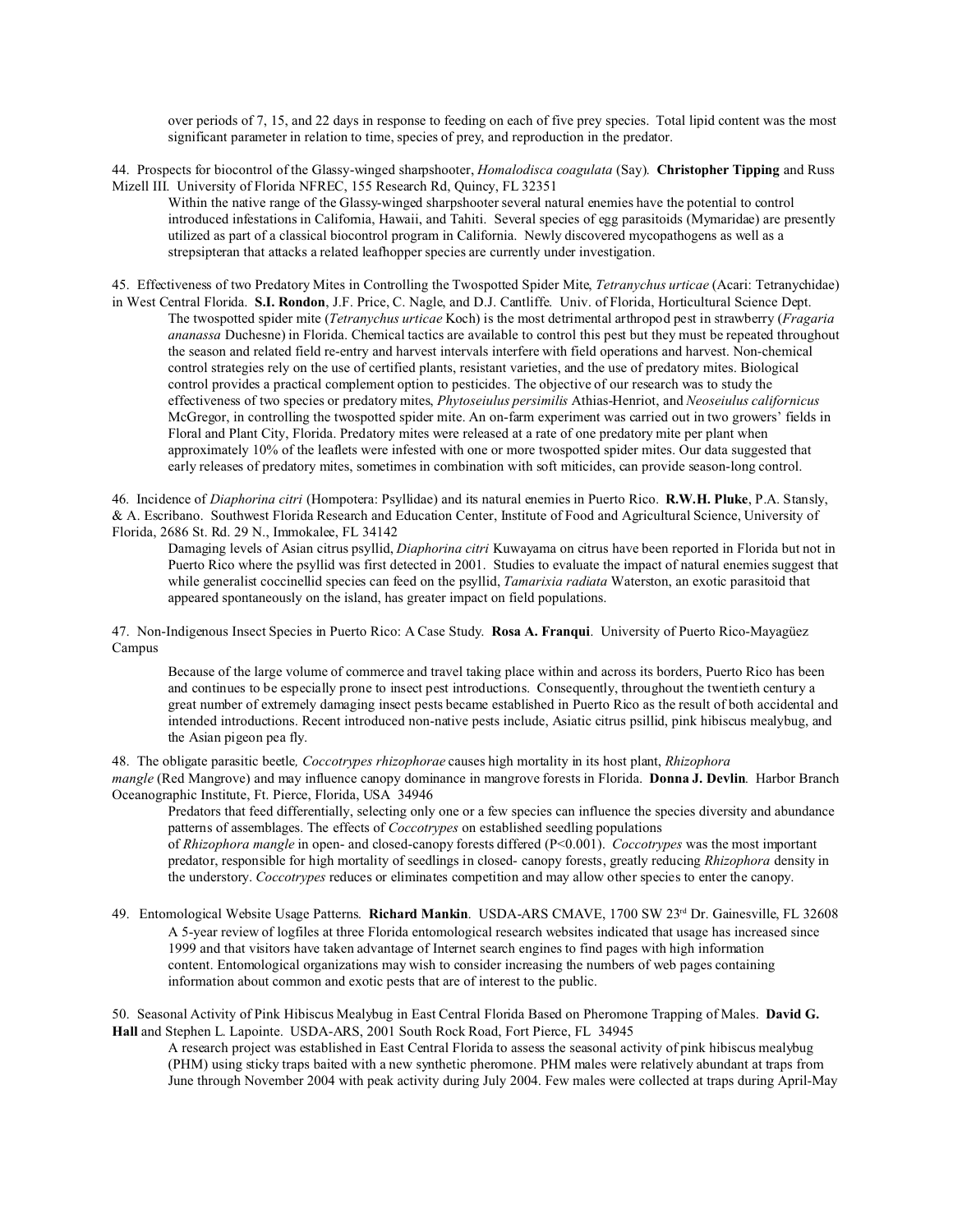over periods of 7, 15, and 22 days in response to feeding on each of five prey species. Total lipid content was the most significant parameter in relation to time, species of prey, and reproduction in the predator.

44. Prospects for biocontrol of the Glassy-winged sharpshooter, *Homalodisca coagulata* (Say). **Christopher Tipping** and Russ Mizell III. University of Florida NFREC, 155 Research Rd, Quincy, FL 32351

Within the native range of the Glassy-winged sharpshooter several natural enemies have the potential to control introduced infestations in California, Hawaii, and Tahiti. Several species of egg parasitoids (Mymaridae) are presently utilized as part of a classical biocontrol program in California. Newly discovered mycopathogens as well as a strepsipteran that attacks a related leafhopper species are currently under investigation.

45. Effectiveness of two Predatory Mites in Controlling the Twospotted Spider Mite, *Tetranychus urticae* (Acari: Tetranychidae) in West Central Florida. **S.I. Rondon**, J.F. Price, C. Nagle, and D.J. Cantliffe. Univ. of Florida, Horticultural Science Dept.

The twospotted spider mite (*Tetranychus urticae* Koch) is the most detrimental arthropod pest in strawberry (*Fragaria ananassa* Duchesne) in Florida. Chemical tactics are available to control this pest but they must be repeated throughout the season and related field re-entry and harvest intervals interfere with field operations and harvest. Non-chemical control strategies rely on the use of certified plants, resistant varieties, and the use of predatory mites. Biological control provides a practical complement option to pesticides. The objective of our research was to study the effectiveness of two species or predatory mites, *Phytoseiulus persimilis* Athias-Henriot, and *Neoseiulus californicus* McGregor, in controlling the twospotted spider mite. An on-farm experiment was carried out in two growers' fields in Floral and Plant City, Florida. Predatory mites were released at a rate of one predatory mite per plant when approximately 10% of the leaflets were infested with one or more twospotted spider mites. Our data suggested that early releases of predatory mites, sometimes in combination with soft miticides, can provide season-long control.

46. Incidence of *Diaphorina citri* (Hompotera: Psyllidae) and its natural enemies in Puerto Rico. **R.W.H. Pluke**, P.A. Stansly, & A. Escribano. Southwest Florida Research and Education Center, Institute of Food and Agricultural Science, University of Florida, 2686 St. Rd. 29 N., Immokalee, FL 34142

Damaging levels of Asian citrus psyllid, *Diaphorina citri* Kuwayama on citrus have been reported in Florida but not in Puerto Rico where the psyllid was first detected in 2001. Studies to evaluate the impact of natural enemies suggest that while generalist coccinellid species can feed on the psyllid, *Tamarixia radiata* Waterston, an exotic parasitoid that appeared spontaneously on the island, has greater impact on field populations.

47. Non-Indigenous Insect Species in Puerto Rico: A Case Study. **Rosa A. Franqui**. University of Puerto Rico-Mayagüez Campus

Because of the large volume of commerce and travel taking place within and across its borders, Puerto Rico has been and continues to be especially prone to insect pest introductions. Consequently, throughout the twentieth century a great number of extremely damaging insect pests became established in Puerto Rico as the result of both accidental and intended introductions. Recent introduced non-native pests include, Asiatic citrus psillid, pink hibiscus mealybug, and the Asian pigeon pea fly.

48. The obligate parasitic beetle*, Coccotrypes rhizophorae* causes high mortality in its host plant, *Rhizophora mangle* (Red Mangrove) and may influence canopy dominance in mangrove forests in Florida. **Donna J. Devlin**. Harbor Branch Oceanographic Institute, Ft. Pierce, Florida, USA 34946

Predators that feed differentially, selecting only one or a few species can influence the species diversity and abundance patterns of assemblages. The effects of *Coccotrypes* on established seedling populations of *Rhizophora mangle* in open- and closed-canopy forests differed ($P<0.001$). *Coccotrypes* was the most important predator, responsible for high mortality of seedlings in closed- canopy forests, greatly reducing *Rhizophora* density in the understory. *Coccotrypes* reduces or eliminates competition and may allow other species to enter the canopy.

49. Entomological Website Usage Patterns. **Richard Mankin**. USDA-ARS CMAVE, 1700 SW 23rd Dr. Gainesville, FL 32608

A 5-year review of logfiles at three Florida entomological research websites indicated that usage has increased since 1999 and that visitors have taken advantage of Internet search engines to find pages with high information content. Entomological organizations may wish to consider increasing the numbers of web pages containing information about common and exotic pests that are of interest to the public.

50. Seasonal Activity of Pink Hibiscus Mealybug in East Central Florida Based on Pheromone Trapping of Males. **David G. Hall** and Stephen L. Lapointe. USDA-ARS, 2001 South Rock Road, Fort Pierce, FL 34945

A research project was established in East Central Florida to assess the seasonal activity of pink hibiscus mealybug (PHM) using sticky traps baited with a new synthetic pheromone. PHM males were relatively abundant at traps from June through November 2004 with peak activity during July 2004. Few males were collected at traps during April-May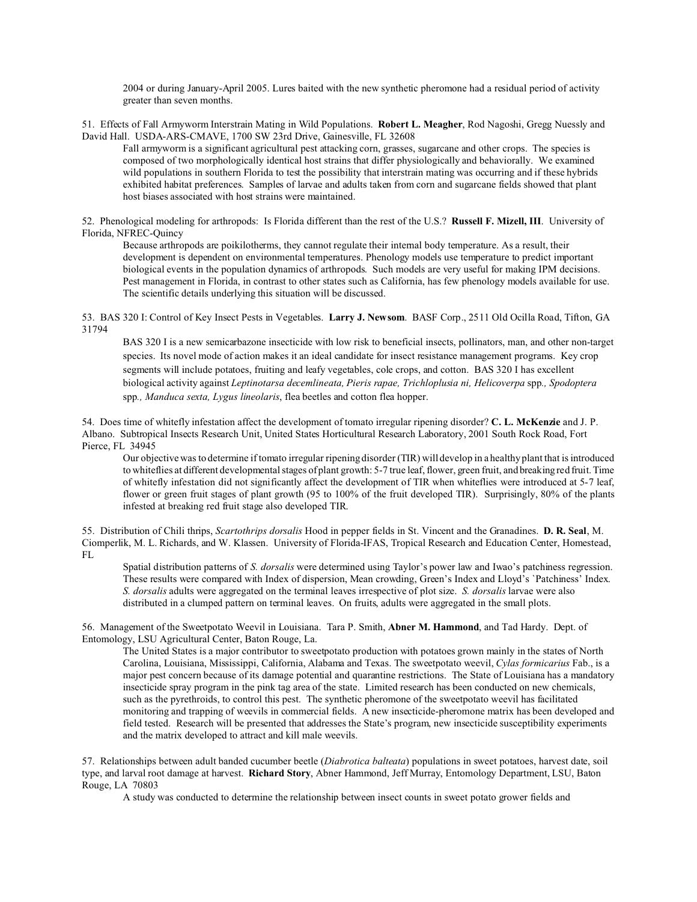2004 or during January-April 2005. Lures baited with the new synthetic pheromone had a residual period of activity greater than seven months.

51. Effects of Fall Armyworm Interstrain Mating in Wild Populations. **Robert L. Meagher**, Rod Nagoshi, Gregg Nuessly and David Hall. USDA-ARS-CMAVE, 1700 SW 23rd Drive, Gainesville, FL 32608

Fall armyworm is a significant agricultural pest attacking corn, grasses, sugarcane and other crops. The species is composed of two morphologically identical host strains that differ physiologically and behaviorally. We examined wild populations in southern Florida to test the possibility that interstrain mating was occurring and if these hybrids exhibited habitat preferences. Samples of larvae and adults taken from corn and sugarcane fields showed that plant host biases associated with host strains were maintained.

52. Phenological modeling for arthropods: Is Florida different than the rest of the U.S.? **Russell F. Mizell, III**. University of Florida, NFREC-Quincy

Because arthropods are poikilotherms, they cannot regulate their internal body temperature. As a result, their development is dependent on environmental temperatures. Phenology models use temperature to predict important biological events in the population dynamics of arthropods. Such models are very useful for making IPM decisions. Pest management in Florida, in contrast to other states such as California, has few phenology models available for use. The scientific details underlying this situation will be discussed.

53. BAS 320 I: Control of Key Insect Pests in Vegetables. **Larry J. Newsom**. BASF Corp., 2511 Old Ocilla Road, Tifton, GA 31794

BAS 320 I is a new semicarbazone insecticide with low risk to beneficial insects, pollinators, man, and other non-target species. Its novel mode of action makes it an ideal candidate for insect resistance management programs. Key crop segments will include potatoes, fruiting and leafy vegetables, cole crops, and cotton. BAS 320 I has excellent biological activity against *Leptinotarsa decemlineata, Pieris rapae, Trichloplusia ni, Helicoverpa* spp*., Spodoptera* spp*., Manduca sexta, Lygus lineolaris*, flea beetles and cotton flea hopper.

54. Does time of whitefly infestation affect the development of tomato irregular ripening disorder? **C. L. McKenzie** and J. P. Albano. Subtropical Insects Research Unit, United States Horticultural Research Laboratory, 2001 South Rock Road, Fort Pierce, FL 34945

Our objective was to determine if tomato irregular ripening disorder (TIR) will develop in a healthy plant that is introduced to whiteflies at different developmental stages of plant growth: 5-7 true leaf, flower, green fruit, and breaking red fruit. Time of whitefly infestation did not significantly affect the development of TIR when whiteflies were introduced at 5-7 leaf, flower or green fruit stages of plant growth (95 to 100% of the fruit developed TIR). Surprisingly, 80% of the plants infested at breaking red fruit stage also developed TIR.

55. Distribution of Chili thrips, *Scartothrips dorsalis* Hood in pepper fields in St. Vincent and the Granadines. **D. R. Seal**, M. Ciomperlik, M. L. Richards, and W. Klassen. University of Florida-IFAS, Tropical Research and Education Center, Homestead, FL

Spatial distribution patterns of *S. dorsalis* were determined using Taylor's power law and Iwao's patchiness regression. These results were compared with Index of dispersion, Mean crowding, Green's Index and Lloyd's `Patchiness' Index. *S. dorsalis* adults were aggregated on the terminal leaves irrespective of plot size. *S. dorsalis* larvae were also distributed in a clumped pattern on terminal leaves. On fruits, adults were aggregated in the small plots.

56. Management of the Sweetpotato Weevil in Louisiana. Tara P. Smith, **Abner M. Hammond**, and Tad Hardy. Dept. of Entomology, LSU Agricultural Center, Baton Rouge, La.

The United States is a major contributor to sweetpotato production with potatoes grown mainly in the states of North Carolina, Louisiana, Mississippi, California, Alabama and Texas. The sweetpotato weevil, *Cylas formicarius* Fab., is a major pest concern because of its damage potential and quarantine restrictions. The State of Louisiana has a mandatory insecticide spray program in the pink tag area of the state. Limited research has been conducted on new chemicals, such as the pyrethroids, to control this pest. The synthetic pheromone of the sweetpotato weevil has facilitated monitoring and trapping of weevils in commercial fields. A new insecticide-pheromone matrix has been developed and field tested. Research will be presented that addresses the State's program, new insecticide susceptibility experiments and the matrix developed to attract and kill male weevils.

57. Relationships between adult banded cucumber beetle (*Diabrotica balteata*) populations in sweet potatoes, harvest date, soil type, and larval root damage at harvest. **Richard Story**, Abner Hammond, Jeff Murray, Entomology Department, LSU, Baton Rouge, LA 70803

A study was conducted to determine the relationship between insect counts in sweet potato grower fields and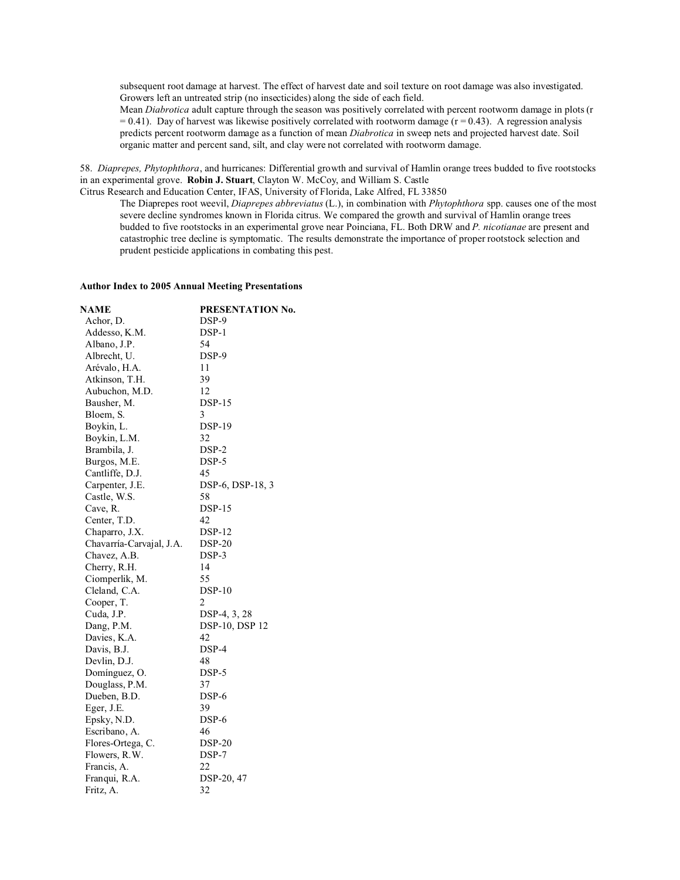subsequent root damage at harvest. The effect of harvest date and soil texture on root damage was also investigated. Growers left an untreated strip (no insecticides) along the side of each field.

Mean *Diabrotica* adult capture through the season was positively correlated with percent rootworm damage in plots ($r = 0.41$). Day of harvest was likewise positively correlated with rootworm damage ($r = 0.43$). A regression analysis predicts percent rootworm damage as a function of mean *Diabrotica* in sweep nets and projected harvest date. Soil organic matter and percent sand, silt, and clay were not correlated with rootworm damage.

58. *Diaprepes, Phytophthora*, and hurricanes: Differential growth and survival of Hamlin orange trees budded to five rootstocks in an experimental grove. **Robin J. Stuart**, Clayton W. McCoy, and William S. Castle
Citrus Research and Education Center, IFAS, University of Florida, Lake Alfred, FL 33850

The Diaprepes root weevil, *Diaprepes abbreviatus* (L.), in combination with *Phytophthora* spp. causes one of the most severe decline syndromes known in Florida citrus. We compared the growth and survival of Hamlin orange trees budded to five rootstocks in an experimental grove near Poinciana, FL. Both DRW and *P. nicotianae* are present and catastrophic tree decline is symptomatic. The results demonstrate the importance of proper rootstock selection and prudent pesticide applications in combating this pest.

**Author Index to 2005 Annual Meeting Presentations**

| NAME | PRESENTATION No. |
|---|---|
| Achor, D. | DSP-9 |
| Addesso, K.M. | DSP-1 |
| Albano, J.P. | 54 |
| Albrecht, U. | DSP-9 |
| Arévalo, H.A. | 11 |
| Atkinson, T.H. | 39 |
| Aubuchon, M.D. | 12 |
| Bausher, M. | DSP-15 |
| Bloem, S. | 3 |
| Boykin, L. | DSP-19 |
| Boykin, L.M. | 32 |
| Brambila, J. | DSP-2 |
| Burgos, M.E. | DSP-5 |
| Cantliffe, D.J. | 45 |
| Carpenter, J.E. | DSP-6, DSP-18, 3 |
| Castle, W.S. | 58 |
| Cave, R. | DSP-15 |
| Center, T.D. | 42 |
| Chaparro, J.X. | DSP-12 |
| Chavarría-Carvajal, J.A. | DSP-20 |
| Chavez, A.B. | DSP-3 |
| Cherry, R.H. | 14 |
| Ciomperlik, M. | 55 |
| Cleland, C.A. | DSP-10 |
| Cooper, T. | 2 |
| Cuda, J.P. | DSP-4, 3, 28 |
| Dang, P.M. | DSP-10, DSP 12 |
| Davies, K.A. | 42 |
| Davis, B.J. | DSP-4 |
| Devlin, D.J. | 48 |
| Domínguez, O. | DSP-5 |
| Douglass, P.M. | 37 |
| Dueben, B.D. | DSP-6 |
| Eger, J.E. | 39 |
| Epsky, N.D. | DSP-6 |
| Escribano, A. | 46 |
| Flores-Ortega, C. | DSP-20 |
| Flowers, R.W. | DSP-7 |
| Francis, A. | 22 |
| Franqui, R.A. | DSP-20, 47 |
| Fritz, A. | 32 |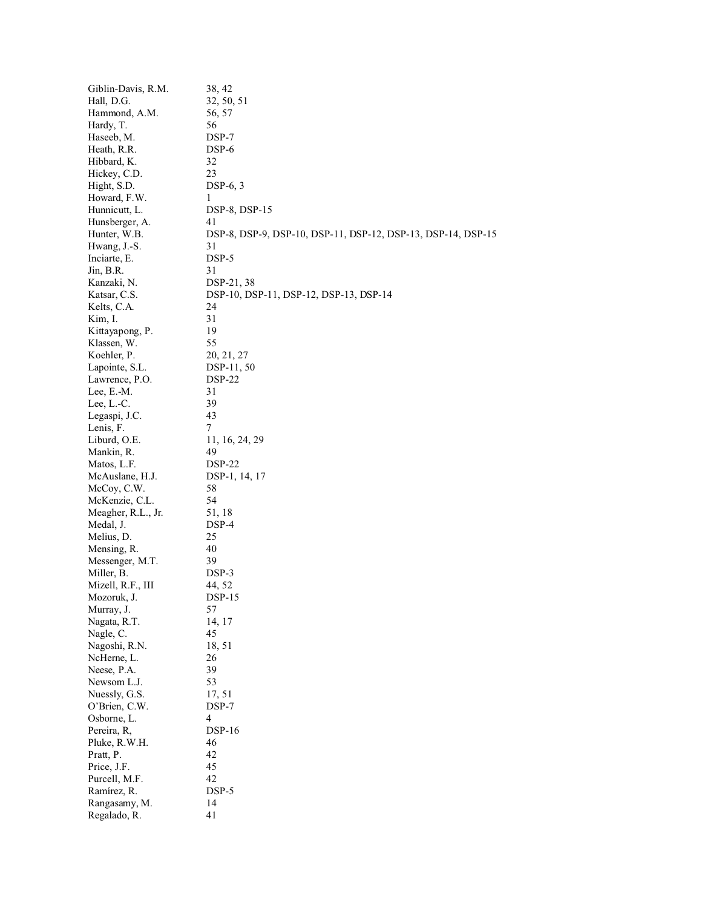| | |
|---|---|
| Giblin-Davis, R.M. | 38, 42 |
| Hall, D.G. | 32, 50, 51 |
| Hammond, A.M. | 56, 57 |
| Hardy, T. | 56 |
| Haseeb, M. | DSP-7 |
| Heath, R.R. | DSP-6 |
| Hibbard, K. | 32 |
| Hickey, C.D. | 23 |
| Hight, S.D. | DSP-6, 3 |
| Howard, F.W. | 1 |
| Hunnicutt, L. | DSP-8, DSP-15 |
| Hunsberger, A. | 41 |
| Hunter, W.B. | DSP-8, DSP-9, DSP-10, DSP-11, DSP-12, DSP-13, DSP-14, DSP-15 |
| Hwang, J.-S. | 31 |
| Inciarte, E. | DSP-5 |
| Jin, B.R. | 31 |
| Kanzaki, N. | DSP-21, 38 |
| Katsar, C.S. | DSP-10, DSP-11, DSP-12, DSP-13, DSP-14 |
| Kelts, C.A. | 24 |
| Kim, I. | 31 |
| Kittayapong, P. | 19 |
| Klassen, W. | 55 |
| Koehler, P. | 20, 21, 27 |
| Lapointe, S.L. | DSP-11, 50 |
| Lawrence, P.O. | DSP-22 |
| Lee, E.-M. | 31 |
| Lee, L.-C. | 39 |
| Legaspi, J.C. | 43 |
| Lenis, F. | 7 |
| Liburd, O.E. | 11, 16, 24, 29 |
| Mankin, R. | 49 |
| Matos, L.F. | DSP-22 |
| McAuslane, H.J. | DSP-1, 14, 17 |
| McCoy, C.W. | 58 |
| McKenzie, C.L. | 54 |
| Meagher, R.L., Jr. | 51, 18 |
| Medal, J. | DSP-4 |
| Melius, D. | 25 |
| Mensing, R. | 40 |
| Messenger, M.T. | 39 |
| Miller, B. | DSP-3 |
| Mizell, R.F., III | 44, 52 |
| Mozoruk, J. | DSP-15 |
| Murray, J. | 57 |
| Nagata, R.T. | 14, 17 |
| Nagle, C. | 45 |
| Nagoshi, R.N. | 18, 51 |
| NcHerne, L. | 26 |
| Neese, P.A. | 39 |
| Newsom L.J. | 53 |
| Nuessly, G.S. | 17, 51 |
| O'Brien, C.W. | DSP-7 |
| Osborne, L. | 4 |
| Pereira, R, | DSP-16 |
| Pluke, R.W.H. | 46 |
| Pratt, P. | 42 |
| Price, J.F. | 45 |
| Purcell, M.F. | 42 |
| Ramírez, R. | DSP-5 |
| Rangasamy, M. | 14 |
| Regalado, R. | 41 |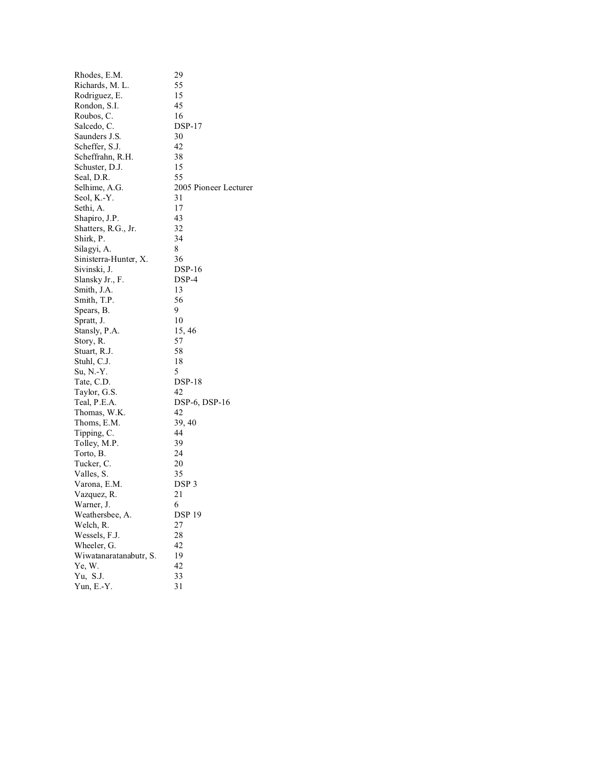| | |
|---|---|
| Rhodes, E.M. | 29 |
| Richards, M. L. | 55 |
| Rodriguez, E. | 15 |
| Rondon, S.I. | 45 |
| Roubos, C. | 16 |
| Salcedo, C. | DSP-17 |
| Saunders J.S. | 30 |
| Scheffer, S.J. | 42 |
| Scheffrahn, R.H. | 38 |
| Schuster, D.J. | 15 |
| Seal, D.R. | 55 |
| Selhime, A.G. | 2005 Pioneer Lecturer |
| Seol, K.-Y. | 31 |
| Sethi, A. | 17 |
| Shapiro, J.P. | 43 |
| Shatters, R.G., Jr. | 32 |
| Shirk, P. | 34 |
| Silagyi, A. | 8 |
| Sinisterra-Hunter, X. | 36 |
| Sivinski, J. | DSP-16 |
| Slansky Jr., F. | DSP-4 |
| Smith, J.A. | 13 |
| Smith, T.P. | 56 |
| Spears, B. | 9 |
| Spratt, J. | 10 |
| Stansly, P.A. | 15, 46 |
| Story, R. | 57 |
| Stuart, R.J. | 58 |
| Stuhl, C.J. | 18 |
| Su, N.-Y. | 5 |
| Tate, C.D. | DSP-18 |
| Taylor, G.S. | 42 |
| Teal, P.E.A. | DSP-6, DSP-16 |
| Thomas, W.K. | 42 |
| Thoms, E.M. | 39, 40 |
| Tipping, C. | 44 |
| Tolley, M.P. | 39 |
| Torto, B. | 24 |
| Tucker, C. | 20 |
| Valles, S. | 35 |
| Varona, E.M. | DSP 3 |
| Vazquez, R. | 21 |
| Warner, J. | 6 |
| Weathersbee, A. | DSP 19 |
| Welch, R. | 27 |
| Wessels, F.J. | 28 |
| Wheeler, G. | 42 |
| Wiwatanaratanabutr, S. | 19 |
| Ye, W. | 42 |
| Yu, S.J. | 33 |
| Yun, E.-Y. | 31 |